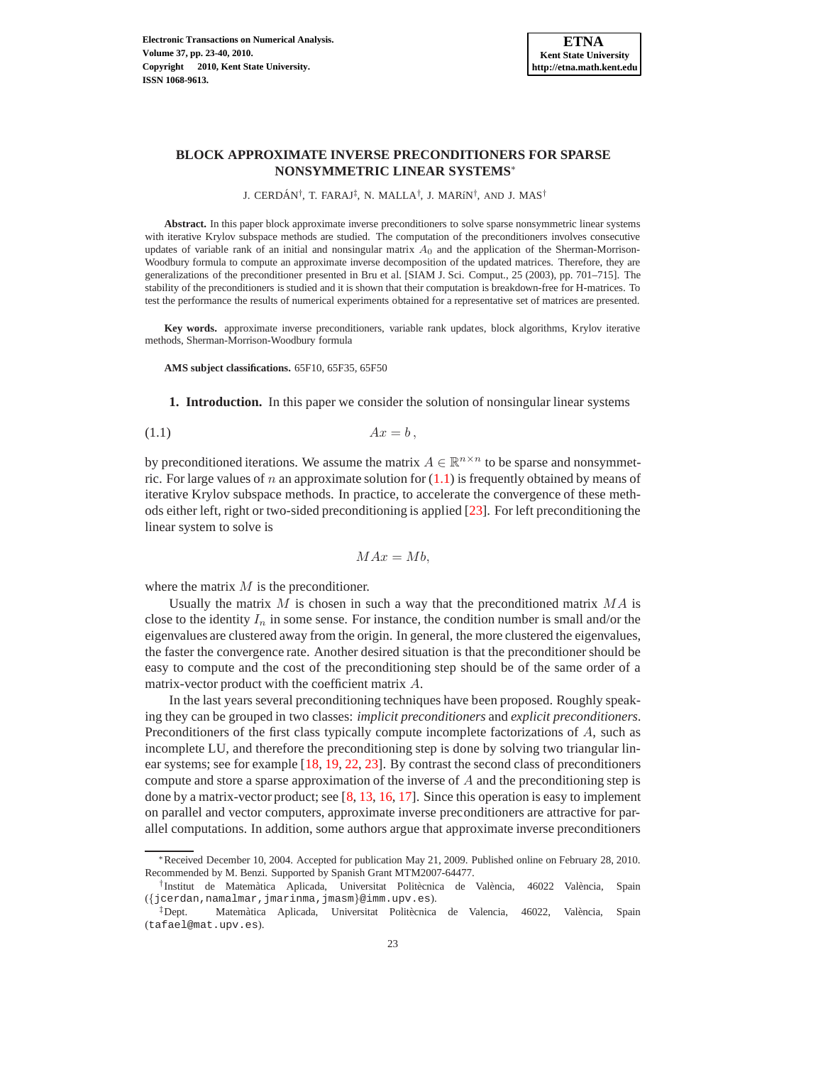# BLOCK APPROXIMATE INVERSE PRECONDITIONERS FOR SPARSE NONSYMMETRIC LINEAR SYSTEMS*

J. CERDÁN[†], T. FARAJ[‡], N. MALLA[†], J. MARÍN[†], AND J. MAS[†]

**Abstract.** In this paper block approximate inverse preconditioners to solve sparse nonsymmetric linear systems with iterative Krylov subspace methods are studied. The computation of the preconditioners involves consecutive updates of variable rank of an initial and nonsingular matrix $A_0$ and the application of the Sherman-Morrison-Woodbury formula to compute an approximate inverse decomposition of the updated matrices. Therefore, they are generalizations of the preconditioner presented in Bru et al. [SIAM J. Sci. Comput., 25 (2003), pp. 701–715]. The stability of the preconditioners is studied and it is shown that their computation is breakdown-free for H-matrices. To test the performance the results of numerical experiments obtained for a representative set of matrices are presented.

**Key words.** approximate inverse preconditioners, variable rank updates, block algorithms, Krylov iterative methods, Sherman-Morrison-Woodbury formula

**AMS subject classifications.** 65F10, 65F35, 65F50

**1. Introduction.** In this paper we consider the solution of nonsingular linear systems

$$Ax = b\,, \tag{1.1}$$

by preconditioned iterations. We assume the matrix $A \in \mathbb{R}^{n\times n}$ to be sparse and nonsymmetric. For large values of $n$ an approximate solution for (1.1) is frequently obtained by means of iterative Krylov subspace methods. In practice, to accelerate the convergence of these methods either left, right or two-sided preconditioning is applied [23]. For left preconditioning the linear system to solve is

$$MAx = Mb,$$

where the matrix $M$ is the preconditioner.

Usually the matrix $M$ is chosen in such a way that the preconditioned matrix $MA$ is close to the identity $I_n$ in some sense. For instance, the condition number is small and/or the eigenvalues are clustered away from the origin. In general, the more clustered the eigenvalues, the faster the convergence rate. Another desired situation is that the preconditioner should be easy to compute and the cost of the preconditioning step should be of the same order of a matrix-vector product with the coefficient matrix $A$.

In the last years several preconditioning techniques have been proposed. Roughly speaking they can be grouped in two classes: *implicit preconditioners* and *explicit preconditioners*. Preconditioners of the first class typically compute incomplete factorizations of $A$, such as incomplete LU, and therefore the preconditioning step is done by solving two triangular linear systems; see for example [18, 19, 22, 23]. By contrast the second class of preconditioners compute and store a sparse approximation of the inverse of $A$ and the preconditioning step is done by a matrix-vector product; see [8, 13, 16, 17]. Since this operation is easy to implement on parallel and vector computers, approximate inverse preconditioners are attractive for parallel computations. In addition, some authors argue that approximate inverse preconditioners

---

*Received December 10, 2004. Accepted for publication May 21, 2009. Published online on February 28, 2010. Recommended by M. Benzi. Supported by Spanish Grant MTM2007-64477.

[†]Institut de Matemàtica Aplicada, Universitat Politècnica de València, 46022 València, Spain ({jcerdan,namalmar,jmarinma,jmasm}@imm.upv.es).

[‡]Dept. Matemàtica Aplicada, Universitat Politècnica de Valencia, 46022, València, Spain (tafael@mat.upv.es).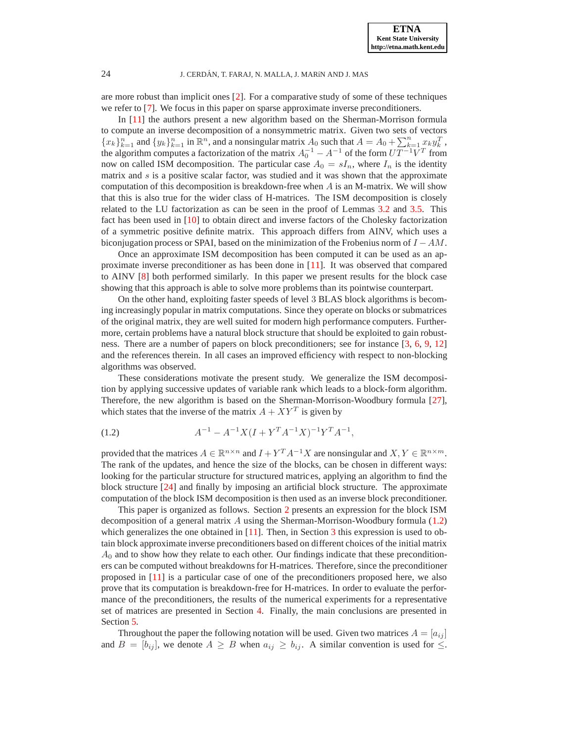are more robust than implicit ones [2]. For a comparative study of some of these techniques we refer to [7]. We focus in this paper on sparse approximate inverse preconditioners.

In [11] the authors present a new algorithm based on the Sherman-Morrison formula to compute an inverse decomposition of a nonsymmetric matrix. Given two sets of vectors $\{x_k\}_{k=1}^n$ and $\{y_k\}_{k=1}^n$ in $\mathbb{R}^n$, and a nonsingular matrix $A_0$ such that $A = A_0 + \sum_{k=1}^n x_k y_k^T$, the algorithm computes a factorization of the matrix $A_0^{-1} - A^{-1}$ of the form $UT^{-1}V^T$ from now on called ISM decomposition. The particular case $A_0 = sI_n$, where $I_n$ is the identity matrix and $s$ is a positive scalar factor, was studied and it was shown that the approximate computation of this decomposition is breakdown-free when $A$ is an M-matrix. We will show that this is also true for the wider class of H-matrices. The ISM decomposition is closely related to the LU factorization as can be seen in the proof of Lemmas 3.2 and 3.5. This fact has been used in [10] to obtain direct and inverse factors of the Cholesky factorization of a symmetric positive definite matrix. This approach differs from AINV, which uses a biconjugation process or SPAI, based on the minimization of the Frobenius norm of $I - AM$.

Once an approximate ISM decomposition has been computed it can be used as an approximate inverse preconditioner as has been done in [11]. It was observed that compared to AINV [8] both performed similarly. In this paper we present results for the block case showing that this approach is able to solve more problems than its pointwise counterpart.

On the other hand, exploiting faster speeds of level 3 BLAS block algorithms is becoming increasingly popular in matrix computations. Since they operate on blocks or submatrices of the original matrix, they are well suited for modern high performance computers. Furthermore, certain problems have a natural block structure that should be exploited to gain robustness. There are a number of papers on block preconditioners; see for instance [3, 6, 9, 12] and the references therein. In all cases an improved efficiency with respect to non-blocking algorithms was observed.

These considerations motivate the present study. We generalize the ISM decomposition by applying successive updates of variable rank which leads to a block-form algorithm. Therefore, the new algorithm is based on the Sherman-Morrison-Woodbury formula [27], which states that the inverse of the matrix $A + XY^T$ is given by

$$A^{-1} - A^{-1}X(I + Y^T A^{-1} X)^{-1} Y^T A^{-1}, \tag{1.2}$$

provided that the matrices $A \in \mathbb{R}^{n\times n}$ and $I + Y^T A^{-1} X$ are nonsingular and $X, Y \in \mathbb{R}^{n\times m}$. The rank of the updates, and hence the size of the blocks, can be chosen in different ways: looking for the particular structure for structured matrices, applying an algorithm to find the block structure [24] and finally by imposing an artificial block structure. The approximate computation of the block ISM decomposition is then used as an inverse block preconditioner.

This paper is organized as follows. Section 2 presents an expression for the block ISM decomposition of a general matrix $A$ using the Sherman-Morrison-Woodbury formula (1.2) which generalizes the one obtained in [11]. Then, in Section 3 this expression is used to obtain block approximate inverse preconditioners based on different choices of the initial matrix $A_0$ and to show how they relate to each other. Our findings indicate that these preconditioners can be computed without breakdowns for H-matrices. Therefore, since the preconditioner proposed in [11] is a particular case of one of the preconditioners proposed here, we also prove that its computation is breakdown-free for H-matrices. In order to evaluate the performance of the preconditioners, the results of the numerical experiments for a representative set of matrices are presented in Section 4. Finally, the main conclusions are presented in Section 5.

Throughout the paper the following notation will be used. Given two matrices $A = [a_{ij}]$ and $B = [b_{ij}]$, we denote $A \geq B$ when $a_{ij} \geq b_{ij}$. A similar convention is used for $\leq$.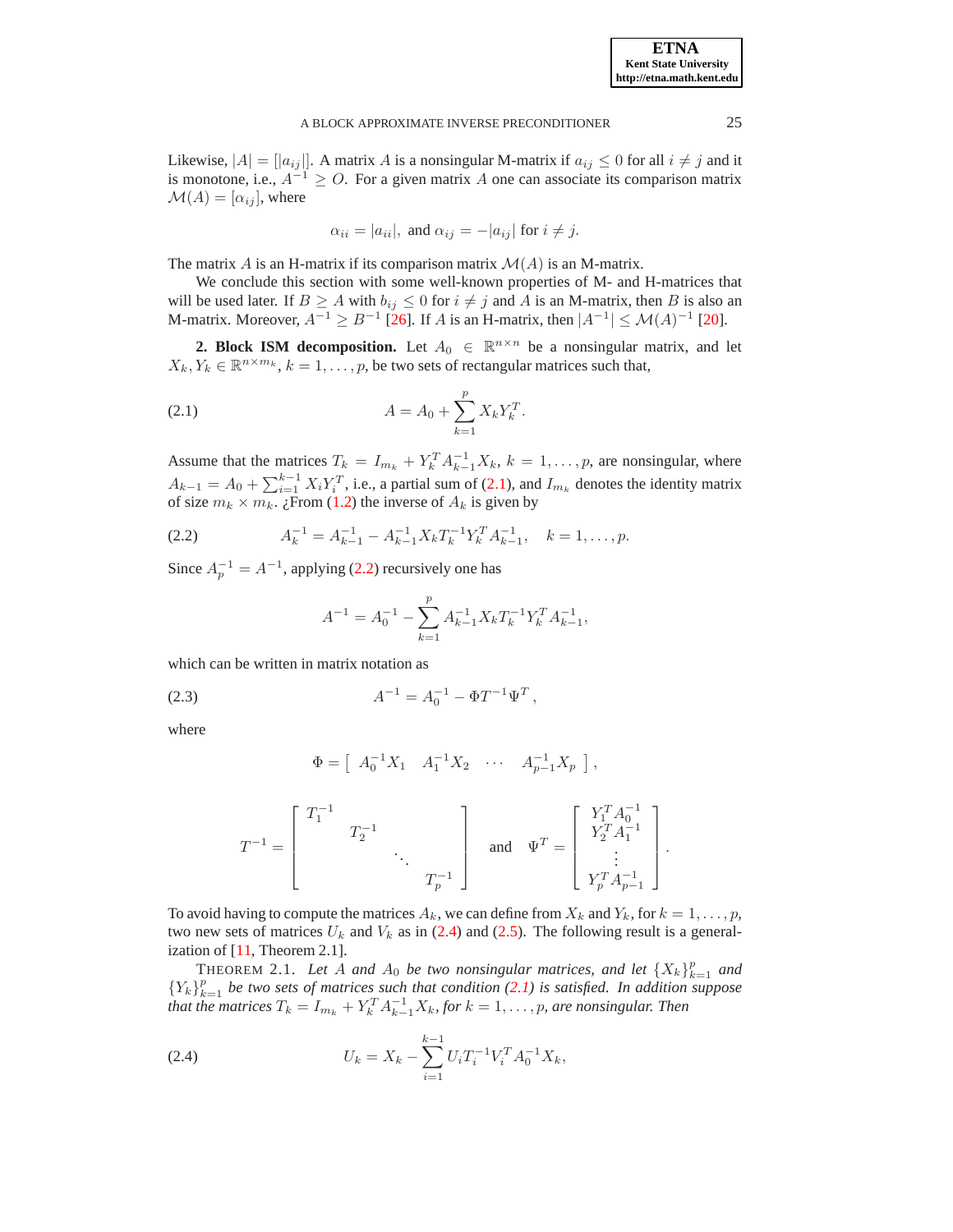Likewise, $|A| = [|a_{ij}|]$. A matrix $A$ is a nonsingular M-matrix if $a_{ij} \leq 0$ for all $i \neq j$ and it is monotone, i.e., $A^{-1} \geq O$. For a given matrix $A$ one can associate its comparison matrix $\mathcal{M}(A) = [\alpha_{ij}]$, where

$$\alpha_{ii} = |a_{ii}|, \text{ and } \alpha_{ij} = -|a_{ij}| \text{ for } i \neq j.$$

The matrix $A$ is an H-matrix if its comparison matrix $\mathcal{M}(A)$ is an M-matrix.

We conclude this section with some well-known properties of M- and H-matrices that will be used later. If $B \geq A$ with $b_{ij} \leq 0$ for $i \neq j$ and $A$ is an M-matrix, then $B$ is also an M-matrix. Moreover, $A^{-1} \geq B^{-1}$ [26]. If $A$ is an H-matrix, then $|A^{-1}| \leq \mathcal{M}(A)^{-1}$ [20].

**2. Block ISM decomposition.** Let $A_0 \in \mathbb{R}^{n\times n}$ be a nonsingular matrix, and let $X_k, Y_k \in \mathbb{R}^{n\times m_k}$, $k = 1, \ldots, p$, be two sets of rectangular matrices such that,

$$A = A_0 + \sum_{k=1}^{p} X_k Y_k^T. \tag{2.1}$$

Assume that the matrices $T_k = I_{m_k} + Y_k^T A_{k-1}^{-1} X_k$, $k = 1, \ldots, p$, are nonsingular, where $A_{k-1} = A_0 + \sum_{i=1}^{k-1} X_i Y_i^T$, i.e., a partial sum of (2.1), and $I_{m_k}$ denotes the identity matrix of size $m_k \times m_k$. ¿From (1.2) the inverse of $A_k$ is given by

$$A_k^{-1} = A_{k-1}^{-1} - A_{k-1}^{-1} X_k T_k^{-1} Y_k^T A_{k-1}^{-1}, \quad k = 1, \ldots, p. \tag{2.2}$$

Since $A_p^{-1} = A^{-1}$, applying (2.2) recursively one has

$$A^{-1} = A_0^{-1} - \sum_{k=1}^{p} A_{k-1}^{-1} X_k T_k^{-1} Y_k^T A_{k-1}^{-1},$$

which can be written in matrix notation as

$$A^{-1} = A_0^{-1} - \Phi T^{-1} \Psi^T, \tag{2.3}$$

where

$$\Phi = \begin{bmatrix} A_0^{-1} X_1 & A_1^{-1} X_2 & \cdots & A_{p-1}^{-1} X_p \end{bmatrix},$$

$$T^{-1} = \begin{bmatrix} T_1^{-1} & & & \\ & T_2^{-1} & & \\ & & \ddots & \\ & & & T_p^{-1} \end{bmatrix} \quad \text{and} \quad \Psi^T = \begin{bmatrix} Y_1^T A_0^{-1} \\ Y_2^T A_1^{-1} \\ \vdots \\ Y_p^T A_{p-1}^{-1} \end{bmatrix}.$$

To avoid having to compute the matrices $A_k$, we can define from $X_k$ and $Y_k$, for $k = 1, \ldots, p$, two new sets of matrices $U_k$ and $V_k$ as in (2.4) and (2.5). The following result is a generalization of [11, Theorem 2.1].

THEOREM 2.1. *Let $A$ and $A_0$ be two nonsingular matrices, and let $\{X_k\}_{k=1}^p$ and $\{Y_k\}_{k=1}^p$ be two sets of matrices such that condition (2.1) is satisfied. In addition suppose that the matrices $T_k = I_{m_k} + Y_k^T A_{k-1}^{-1} X_k$, for $k = 1, \ldots, p$, are nonsingular. Then*

$$U_k = X_k - \sum_{i=1}^{k-1} U_i T_i^{-1} V_i^T A_0^{-1} X_k, \tag{2.4}$$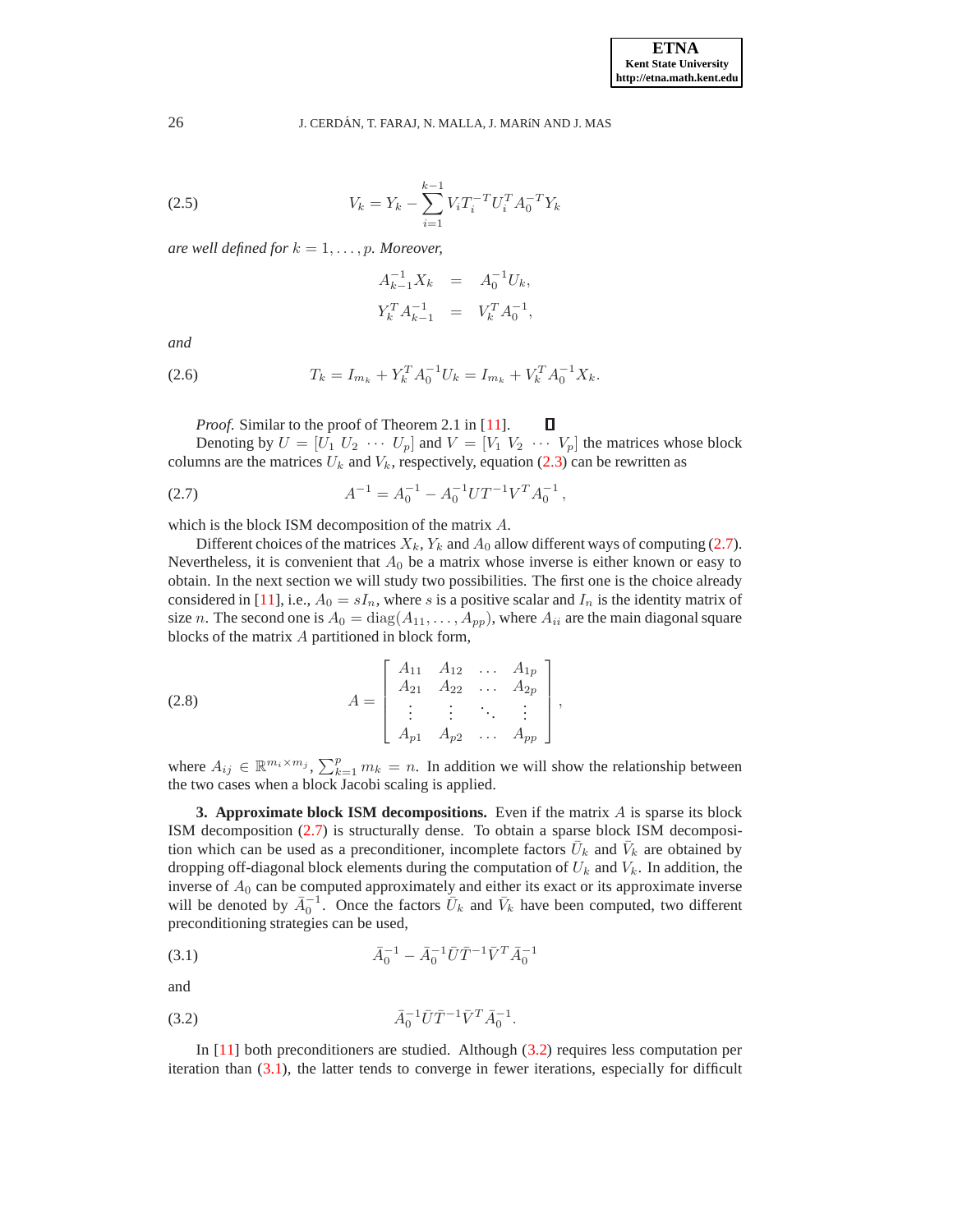$$V_k = Y_k - \sum_{i=1}^{k-1} V_i T_i^{-T} U_i^T A_0^{-T} Y_k \tag{2.5}$$

*are well defined for $k = 1, \ldots, p$. Moreover,*

$$\begin{aligned} A_{k-1}^{-1} X_k &= A_0^{-1} U_k, \\ Y_k^T A_{k-1}^{-1} &= V_k^T A_0^{-1}, \end{aligned}$$

*and*

$$T_k = I_{m_k} + Y_k^T A_0^{-1} U_k = I_{m_k} + V_k^T A_0^{-1} X_k. \tag{2.6}$$

*Proof.* Similar to the proof of Theorem 2.1 in [11]. ∎

Denoting by $U = [U_1\ U_2\ \cdots\ U_p]$ and $V = [V_1\ V_2\ \cdots\ V_p]$ the matrices whose block columns are the matrices $U_k$ and $V_k$, respectively, equation (2.3) can be rewritten as

$$A^{-1} = A_0^{-1} - A_0^{-1} U T^{-1} V^T A_0^{-1}, \tag{2.7}$$

which is the block ISM decomposition of the matrix $A$.

Different choices of the matrices $X_k$, $Y_k$ and $A_0$ allow different ways of computing (2.7). Nevertheless, it is convenient that $A_0$ be a matrix whose inverse is either known or easy to obtain. In the next section we will study two possibilities. The first one is the choice already considered in [11], i.e., $A_0 = sI_n$, where $s$ is a positive scalar and $I_n$ is the identity matrix of size $n$. The second one is $A_0 = \operatorname{diag}(A_{11}, \ldots, A_{pp})$, where $A_{ii}$ are the main diagonal square blocks of the matrix $A$ partitioned in block form,

$$A = \begin{bmatrix} A_{11} & A_{12} & \ldots & A_{1p} \\ A_{21} & A_{22} & \ldots & A_{2p} \\ \vdots & \vdots & \ddots & \vdots \\ A_{p1} & A_{p2} & \ldots & A_{pp} \end{bmatrix}, \tag{2.8}$$

where $A_{ij} \in \mathbb{R}^{m_i \times m_j}$, $\sum_{k=1}^{p} m_k = n$. In addition we will show the relationship between the two cases when a block Jacobi scaling is applied.

**3. Approximate block ISM decompositions.** Even if the matrix $A$ is sparse its block ISM decomposition (2.7) is structurally dense. To obtain a sparse block ISM decomposition which can be used as a preconditioner, incomplete factors $\bar{U}_k$ and $\bar{V}_k$ are obtained by dropping off-diagonal block elements during the computation of $U_k$ and $V_k$. In addition, the inverse of $A_0$ can be computed approximately and either its exact or its approximate inverse will be denoted by $\bar{A}_0^{-1}$. Once the factors $\bar{U}_k$ and $\bar{V}_k$ have been computed, two different preconditioning strategies can be used,

$$\bar{A}_0^{-1} - \bar{A}_0^{-1} \bar{U} \bar{T}^{-1} \bar{V}^T \bar{A}_0^{-1} \tag{3.1}$$

and

$$\bar{A}_0^{-1} \bar{U} \bar{T}^{-1} \bar{V}^T \bar{A}_0^{-1}. \tag{3.2}$$

In [11] both preconditioners are studied. Although (3.2) requires less computation per iteration than (3.1), the latter tends to converge in fewer iterations, especially for difficult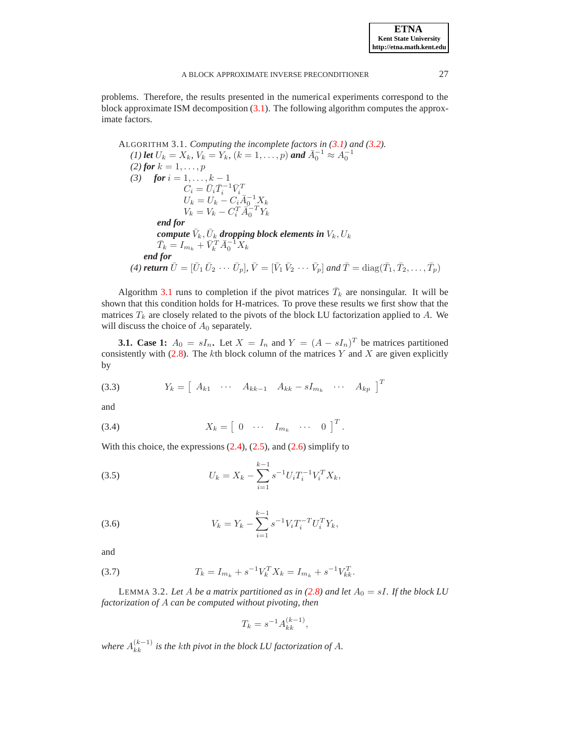problems. Therefore, the results presented in the numerical experiments correspond to the block approximate ISM decomposition (3.1). The following algorithm computes the approximate factors.

ALGORITHM 3.1. *Computing the incomplete factors in (3.1) and (3.2).*

*(1)* ***let*** $U_k = X_k$, $V_k = Y_k$, $(k = 1, \dots, p)$ ***and*** $\bar{A}_0^{-1} \approx A_0^{-1}$

*(2)* ***for*** $k = 1, \dots, p$

*(3)* ***for*** $i = 1, \dots, k-1$

$$C_i = \bar{U}_i \bar{T}_i^{-1} \bar{V}_i^T$$
$$U_k = U_k - C_i \bar{A}_0^{-1} X_k$$
$$V_k = V_k - C_i^T \bar{A}_0^{-T} Y_k$$

***end for***

***compute*** $\bar{V}_k, \bar{U}_k$ ***dropping block elements in*** $V_k, U_k$

$$\bar{T}_k = I_{m_k} + \bar{V}_k^T \bar{A}_0^{-1} X_k$$

***end for***

*(4)* ***return*** $\bar{U} = [\bar{U}_1\, \bar{U}_2\, \cdots\, \bar{U}_p]$, $\bar{V} = [\bar{V}_1\, \bar{V}_2\, \cdots\, \bar{V}_p]$ ***and*** $\bar{T} = \operatorname{diag}(\bar{T}_1, \bar{T}_2, \dots, \bar{T}_p)$

Algorithm 3.1 runs to completion if the pivot matrices $\bar{T}_k$ are nonsingular. It will be shown that this condition holds for H-matrices. To prove these results we first show that the matrices $T_k$ are closely related to the pivots of the block LU factorization applied to $A$. We will discuss the choice of $A_0$ separately.

**3.1. Case 1:** $A_0 = sI_n$**.** Let $X = I_n$ and $Y = (A - sI_n)^T$ be matrices partitioned consistently with (2.8). The $k$th block column of the matrices $Y$ and $X$ are given explicitly by

$$Y_k = \begin{bmatrix} A_{k1} & \cdots & A_{kk-1} & A_{kk} - sI_{m_k} & \cdots & A_{kp} \end{bmatrix}^T \tag{3.3}$$

and

$$X_k = \begin{bmatrix} 0 & \cdots & I_{m_k} & \cdots & 0 \end{bmatrix}^T. \tag{3.4}$$

With this choice, the expressions (2.4), (2.5), and (2.6) simplify to

$$U_k = X_k - \sum_{i=1}^{k-1} s^{-1} U_i T_i^{-1} V_i^T X_k, \tag{3.5}$$

$$V_k = Y_k - \sum_{i=1}^{k-1} s^{-1} V_i T_i^{-T} U_i^T Y_k, \tag{3.6}$$

and

$$T_k = I_{m_k} + s^{-1} V_k^T X_k = I_{m_k} + s^{-1} V_{kk}^T. \tag{3.7}$$

LEMMA 3.2. *Let $A$ be a matrix partitioned as in (2.8) and let $A_0 = sI$. If the block LU factorization of $A$ can be computed without pivoting, then*

$$T_k = s^{-1} A_{kk}^{(k-1)},$$

*where $A_{kk}^{(k-1)}$ is the $k$th pivot in the block LU factorization of $A$.*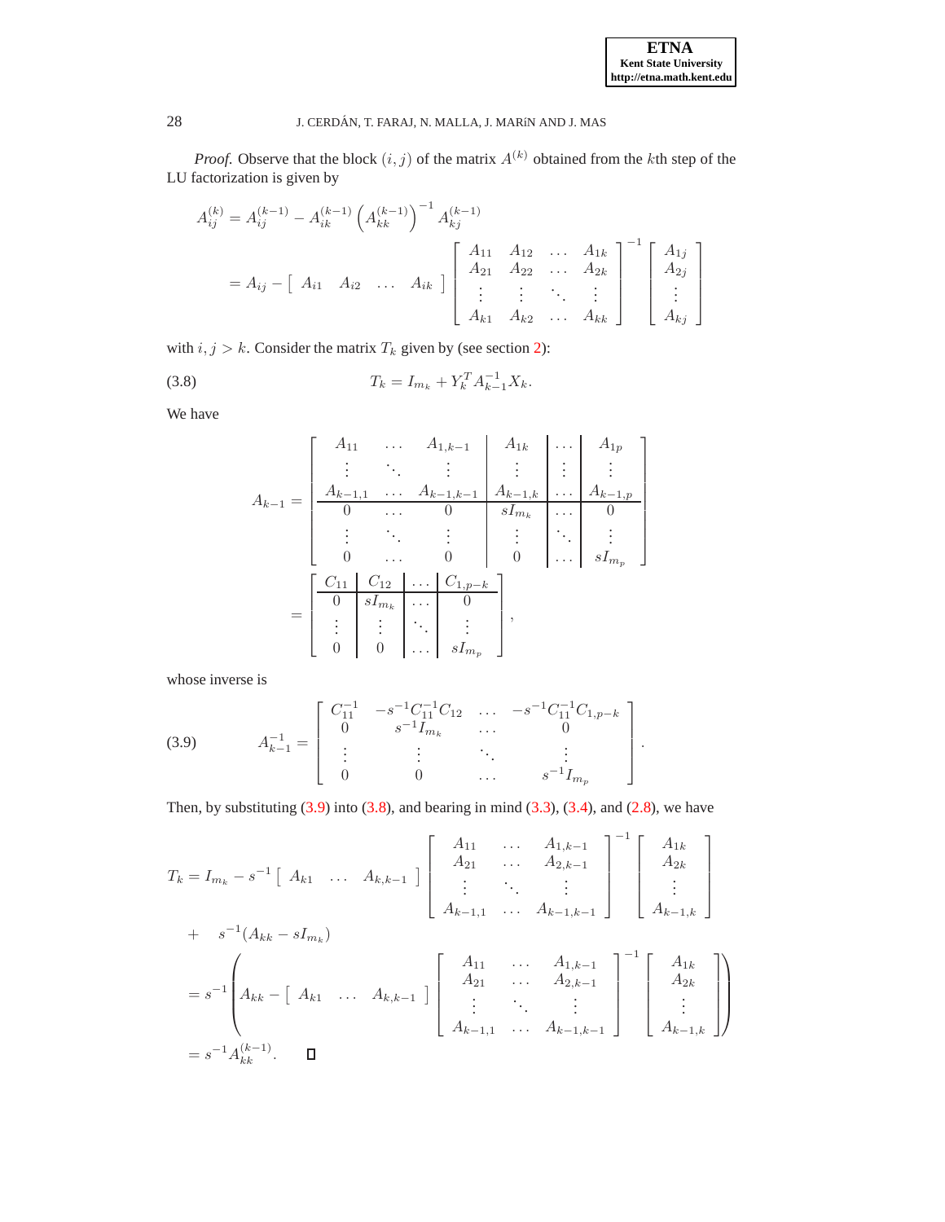*Proof.* Observe that the block $(i,j)$ of the matrix $A^{(k)}$ obtained from the $k$th step of the LU factorization is given by

$$
\begin{aligned}
A_{ij}^{(k)} &= A_{ij}^{(k-1)} - A_{ik}^{(k-1)} \left(A_{kk}^{(k-1)}\right)^{-1} A_{kj}^{(k-1)} \\
&= A_{ij} - \left[\begin{array}{cccc} A_{i1} & A_{i2} & \dots & A_{ik} \end{array}\right] \left[\begin{array}{cccc} A_{11} & A_{12} & \dots & A_{1k} \\ A_{21} & A_{22} & \dots & A_{2k} \\ \vdots & \vdots & \ddots & \vdots \\ A_{k1} & A_{k2} & \dots & A_{kk} \end{array}\right]^{-1} \left[\begin{array}{c} A_{1j} \\ A_{2j} \\ \vdots \\ A_{kj} \end{array}\right]
\end{aligned}
$$

with $i,j > k$. Consider the matrix $T_k$ given by (see section 2):

$$
T_k = I_{m_k} + Y_k^T A_{k-1}^{-1} X_k. \tag{3.8}
$$

We have

$$
\begin{aligned}
A_{k-1} &= \left[\begin{array}{ccc|c|c|c} A_{11} & \dots & A_{1,k-1} & A_{1k} & \dots & A_{1p} \\ \vdots & \ddots & \vdots & \vdots & \vdots & \vdots \\ A_{k-1,1} & \dots & A_{k-1,k-1} & A_{k-1,k} & \dots & A_{k-1,p} \\ \hline 0 & \dots & 0 & sI_{m_k} & \dots & 0 \\ \vdots & \ddots & \vdots & \vdots & \ddots & \vdots \\ 0 & \dots & 0 & 0 & \dots & sI_{m_p} \end{array}\right] \\
&= \left[\begin{array}{c|c|c|c} C_{11} & C_{12} & \dots & C_{1,p-k} \\ \hline 0 & sI_{m_k} & \dots & 0 \\ \vdots & \vdots & \ddots & \vdots \\ 0 & 0 & \dots & sI_{m_p} \end{array}\right],
\end{aligned}
$$

whose inverse is

$$
A_{k-1}^{-1} = \left[\begin{array}{cccc} C_{11}^{-1} & -s^{-1}C_{11}^{-1}C_{12} & \dots & -s^{-1}C_{11}^{-1}C_{1,p-k} \\ 0 & s^{-1}I_{m_k} & \dots & 0 \\ \vdots & \vdots & \ddots & \vdots \\ 0 & 0 & \dots & s^{-1}I_{m_p} \end{array}\right]. \tag{3.9}
$$

Then, by substituting (3.9) into (3.8), and bearing in mind (3.3), (3.4), and (2.8), we have

$$
\begin{aligned}
T_k &= I_{m_k} - s^{-1} \left[\begin{array}{ccc} A_{k1} & \dots & A_{k,k-1} \end{array}\right] \left[\begin{array}{ccc} A_{11} & \dots & A_{1,k-1} \\ A_{21} & \dots & A_{2,k-1} \\ \vdots & \ddots & \vdots \\ A_{k-1,1} & \dots & A_{k-1,k-1} \end{array}\right]^{-1} \left[\begin{array}{c} A_{1k} \\ A_{2k} \\ \vdots \\ A_{k-1,k} \end{array}\right] \\
&\quad + \quad s^{-1}(A_{kk} - sI_{m_k}) \\
&= s^{-1} \left( A_{kk} - \left[\begin{array}{ccc} A_{k1} & \dots & A_{k,k-1} \end{array}\right] \left[\begin{array}{ccc} A_{11} & \dots & A_{1,k-1} \\ A_{21} & \dots & A_{2,k-1} \\ \vdots & \ddots & \vdots \\ A_{k-1,1} & \dots & A_{k-1,k-1} \end{array}\right]^{-1} \left[\begin{array}{c} A_{1k} \\ A_{2k} \\ \vdots \\ A_{k-1,k} \end{array}\right] \right) \\
&= s^{-1} A_{kk}^{(k-1)}. \qquad \square
\end{aligned}
$$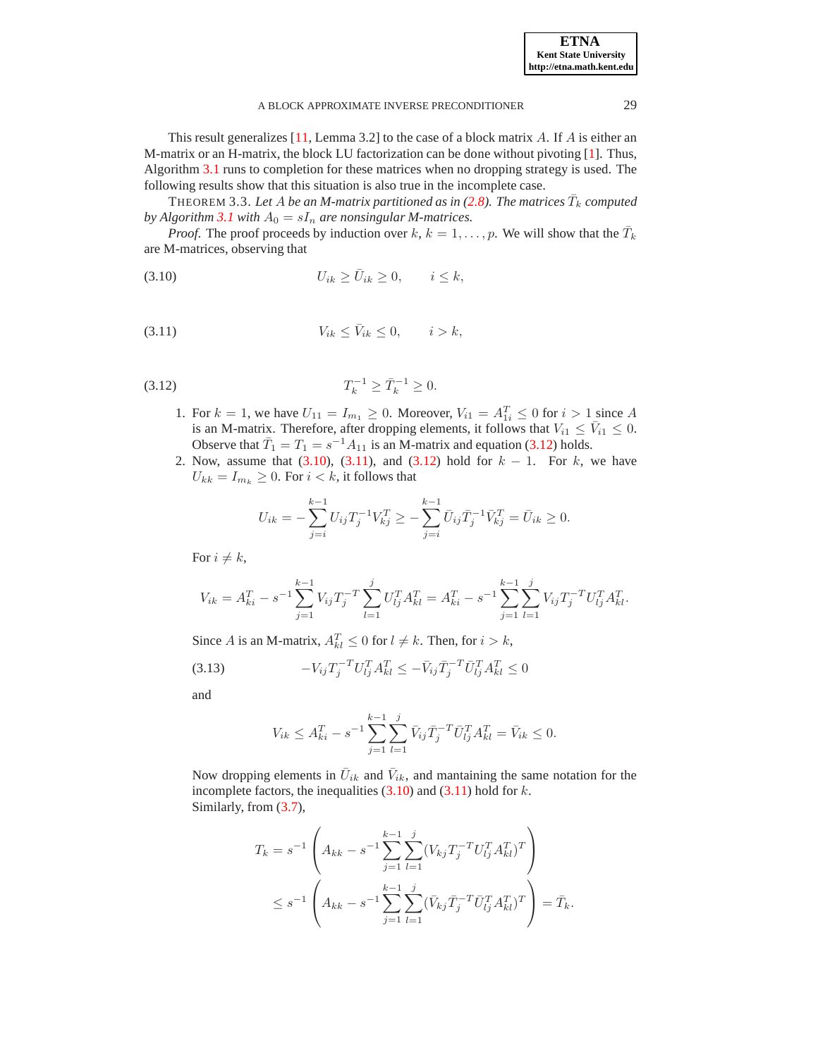This result generalizes [11, Lemma 3.2] to the case of a block matrix $A$. If $A$ is either an M-matrix or an H-matrix, the block LU factorization can be done without pivoting [1]. Thus, Algorithm 3.1 runs to completion for these matrices when no dropping strategy is used. The following results show that this situation is also true in the incomplete case.

THEOREM 3.3. *Let $A$ be an M-matrix partitioned as in (2.8). The matrices $\bar{T}_k$ computed by Algorithm 3.1 with $A_0 = sI_n$ are nonsingular M-matrices.*

*Proof.* The proof proceeds by induction over $k$, $k = 1, \ldots, p$. We will show that the $\bar{T}_k$ are M-matrices, observing that

$$U_{ik} \geq \bar{U}_{ik} \geq 0, \qquad i \leq k, \tag{3.10}$$

$$V_{ik} \leq \bar{V}_{ik} \leq 0, \qquad i > k, \tag{3.11}$$

$$T_k^{-1} \geq \bar{T}_k^{-1} \geq 0. \tag{3.12}$$

1. For $k = 1$, we have $U_{11} = I_{m_1} \geq 0$. Moreover, $V_{i1} = A_{1i}^T \leq 0$ for $i > 1$ since $A$ is an M-matrix. Therefore, after dropping elements, it follows that $V_{i1} \leq \bar{V}_{i1} \leq 0$. Observe that $\bar{T}_1 = T_1 = s^{-1}A_{11}$ is an M-matrix and equation (3.12) holds.
2. Now, assume that (3.10), (3.11), and (3.12) hold for $k-1$. For $k$, we have $U_{kk} = I_{m_k} \geq 0$. For $i < k$, it follows that

$$U_{ik} = -\sum_{j=i}^{k-1} U_{ij} T_j^{-1} V_{kj}^T \geq -\sum_{j=i}^{k-1} \bar{U}_{ij} \bar{T}_j^{-1} \bar{V}_{kj}^T = \bar{U}_{ik} \geq 0.$$

   For $i \neq k$,

$$V_{ik} = A_{ki}^T - s^{-1} \sum_{j=1}^{k-1} V_{ij} T_j^{-T} \sum_{l=1}^{j} U_{lj}^T A_{kl}^T = A_{ki}^T - s^{-1} \sum_{j=1}^{k-1} \sum_{l=1}^{j} V_{ij} T_j^{-T} U_{lj}^T A_{kl}^T.$$

   Since $A$ is an M-matrix, $A_{kl}^T \leq 0$ for $l \neq k$. Then, for $i > k$,

$$-V_{ij} T_j^{-T} U_{lj}^T A_{kl}^T \leq -\bar{V}_{ij} \bar{T}_j^{-T} \bar{U}_{lj}^T A_{kl}^T \leq 0 \tag{3.13}$$

   and

$$V_{ik} \leq A_{ki}^T - s^{-1} \sum_{j=1}^{k-1} \sum_{l=1}^{j} \bar{V}_{ij} \bar{T}_j^{-T} \bar{U}_{lj}^T A_{kl}^T = \bar{V}_{ik} \leq 0.$$

   Now dropping elements in $\bar{U}_{ik}$ and $\bar{V}_{ik}$, and mantaining the same notation for the incomplete factors, the inequalities (3.10) and (3.11) hold for $k$.
   Similarly, from (3.7),

$$T_k = s^{-1}\left( A_{kk} - s^{-1} \sum_{j=1}^{k-1} \sum_{l=1}^{j} (V_{kj} T_j^{-T} U_{lj}^T A_{kl}^T)^T \right)$$
$$\leq s^{-1}\left( A_{kk} - s^{-1} \sum_{j=1}^{k-1} \sum_{l=1}^{j} (\bar{V}_{kj} \bar{T}_j^{-T} \bar{U}_{lj}^T A_{kl}^T)^T \right) = \bar{T}_k.$$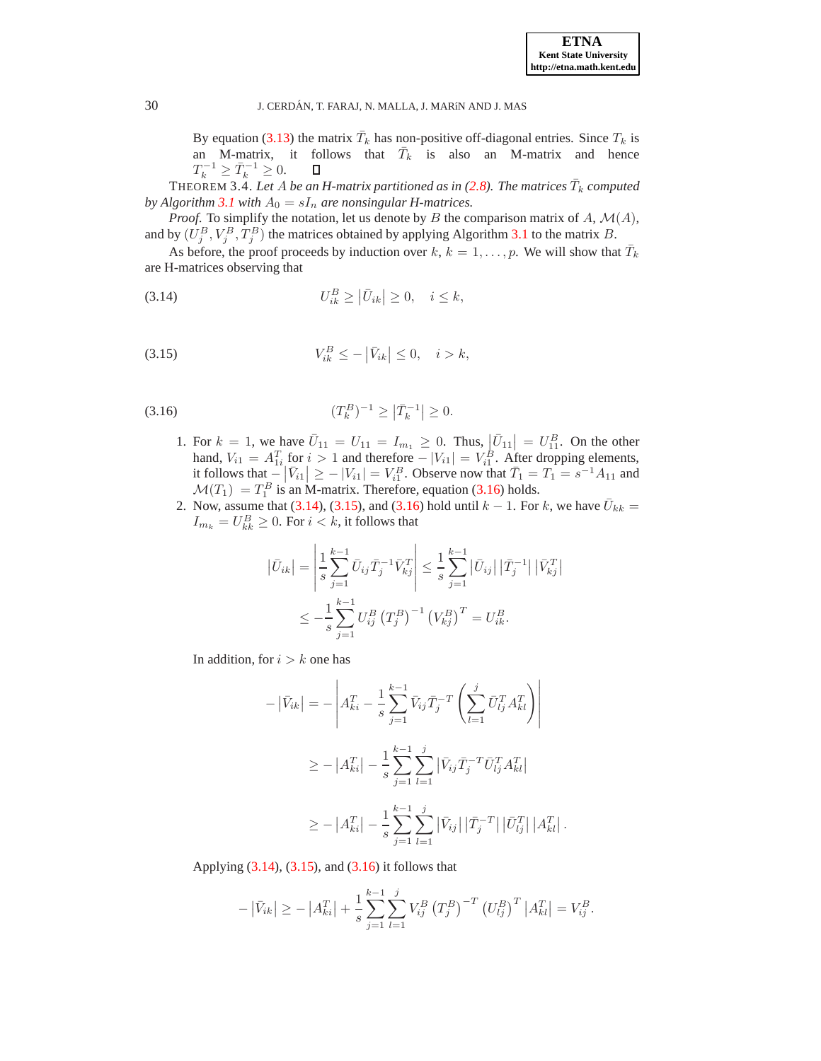By equation (3.13) the matrix $\bar{T}_k$ has non-positive off-diagonal entries. Since $T_k$ is an M-matrix, it follows that $\bar{T}_k$ is also an M-matrix and hence $T_k^{-1} \geq \bar{T}_k^{-1} \geq 0$. ☐

THEOREM 3.4. *Let $A$ be an H-matrix partitioned as in (2.8). The matrices $\bar{T}_k$ computed by Algorithm 3.1 with $A_0 = sI_n$ are nonsingular H-matrices.*

*Proof.* To simplify the notation, let us denote by $B$ the comparison matrix of $A$, $\mathcal{M}(A)$, and by $(U_j^B, V_j^B, T_j^B)$ the matrices obtained by applying Algorithm 3.1 to the matrix $B$.

As before, the proof proceeds by induction over $k$, $k = 1, \ldots, p$. We will show that $\bar{T}_k$ are H-matrices observing that

$$U_{ik}^B \geq \left|\bar{U}_{ik}\right| \geq 0, \quad i \leq k, \tag{3.14}$$

$$V_{ik}^B \leq -\left|\bar{V}_{ik}\right| \leq 0, \quad i > k, \tag{3.15}$$

$$(T_k^B)^{-1} \geq \left|\bar{T}_k^{-1}\right| \geq 0. \tag{3.16}$$

1. For $k = 1$, we have $\bar{U}_{11} = U_{11} = I_{m_1} \geq 0$. Thus, $\left|\bar{U}_{11}\right| = U_{11}^B$. On the other hand, $V_{i1} = A_{1i}^T$ for $i > 1$ and therefore $-\left|V_{i1}\right| = V_{i1}^B$. After dropping elements, it follows that $-\left|\bar{V}_{i1}\right| \geq -\left|V_{i1}\right| = V_{i1}^B$. Observe now that $\bar{T}_1 = T_1 = s^{-1}A_{11}$ and $\mathcal{M}(T_1) = T_1^B$ is an M-matrix. Therefore, equation (3.16) holds.
2. Now, assume that (3.14), (3.15), and (3.16) hold until $k-1$. For $k$, we have $\bar{U}_{kk} = I_{m_k} = U_{kk}^B \geq 0$. For $i < k$, it follows that

$$\begin{aligned}
\left|\bar{U}_{ik}\right| &= \left|\frac{1}{s}\sum_{j=1}^{k-1} \bar{U}_{ij}\bar{T}_j^{-1}\bar{V}_{kj}^T\right| \leq \frac{1}{s}\sum_{j=1}^{k-1} \left|\bar{U}_{ij}\right| \left|\bar{T}_j^{-1}\right| \left|\bar{V}_{kj}^T\right| \\
&\leq -\frac{1}{s}\sum_{j=1}^{k-1} U_{ij}^B \left(T_j^B\right)^{-1} \left(V_{kj}^B\right)^T = U_{ik}^B.
\end{aligned}$$

In addition, for $i > k$ one has

$$\begin{aligned}
-\left|\bar{V}_{ik}\right| &= -\left|A_{ki}^T - \frac{1}{s}\sum_{j=1}^{k-1} \bar{V}_{ij}\bar{T}_j^{-T}\left(\sum_{l=1}^{j} \bar{U}_{lj}^T A_{kl}^T\right)\right| \\
&\geq -\left|A_{ki}^T\right| - \frac{1}{s}\sum_{j=1}^{k-1}\sum_{l=1}^{j} \left|\bar{V}_{ij}\bar{T}_j^{-T}\bar{U}_{lj}^T A_{kl}^T\right| \\
&\geq -\left|A_{ki}^T\right| - \frac{1}{s}\sum_{j=1}^{k-1}\sum_{l=1}^{j} \left|\bar{V}_{ij}\right| \left|\bar{T}_j^{-T}\right| \left|\bar{U}_{lj}^T\right| \left|A_{kl}^T\right|.
\end{aligned}$$

Applying (3.14), (3.15), and (3.16) it follows that

$$-\left|\bar{V}_{ik}\right| \geq -\left|A_{ki}^T\right| + \frac{1}{s}\sum_{j=1}^{k-1}\sum_{l=1}^{j} V_{ij}^B \left(T_j^B\right)^{-T} \left(U_{lj}^B\right)^T \left|A_{kl}^T\right| = V_{ij}^B.$$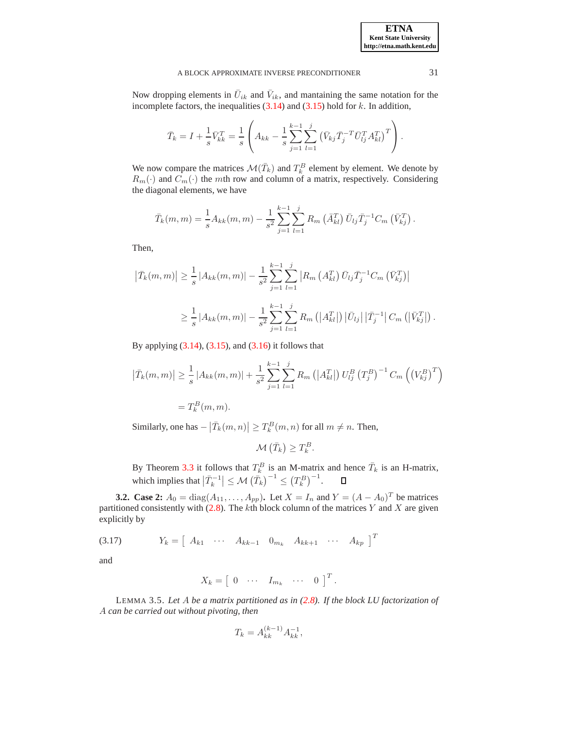Now dropping elements in $\bar{U}_{ik}$ and $\bar{V}_{ik}$, and mantaining the same notation for the incomplete factors, the inequalities (3.14) and (3.15) hold for $k$. In addition,

$$\bar{T}_k = I + \frac{1}{s}\bar{V}_{kk}^T = \frac{1}{s}\left( A_{kk} - \frac{1}{s}\sum_{j=1}^{k-1}\sum_{l=1}^{j}\left(\bar{V}_{kj}\bar{T}_j^{-T}\bar{U}_{lj}^T A_{kl}^T\right)^T \right).$$

We now compare the matrices $\mathcal{M}(\bar{T}_k)$ and $T_k^B$ element by element. We denote by $R_m(\cdot)$ and $C_m(\cdot)$ the $m$th row and column of a matrix, respectively. Considering the diagonal elements, we have

$$\bar{T}_k(m,m) = \frac{1}{s}A_{kk}(m,m) - \frac{1}{s^2}\sum_{j=1}^{k-1}\sum_{l=1}^{j} R_m\left(\bar{A}_{kl}^T\right)\bar{U}_{lj}\bar{T}_j^{-1}C_m\left(\bar{V}_{kj}^T\right).$$

Then,

$$\begin{aligned}
\left|\bar{T}_k(m,m)\right| &\geq \frac{1}{s}\left|A_{kk}(m,m)\right| - \frac{1}{s^2}\sum_{j=1}^{k-1}\sum_{l=1}^{j}\left|R_m\left(A_{kl}^T\right)\bar{U}_{lj}\bar{T}_j^{-1}C_m\left(\bar{V}_{kj}^T\right)\right| \\
&\geq \frac{1}{s}\left|A_{kk}(m,m)\right| - \frac{1}{s^2}\sum_{j=1}^{k-1}\sum_{l=1}^{j} R_m\left(\left|A_{kl}^T\right|\right)\left|\bar{U}_{lj}\right|\left|\bar{T}_j^{-1}\right| C_m\left(\left|\bar{V}_{kj}^T\right|\right).
\end{aligned}$$

By applying (3.14), (3.15), and (3.16) it follows that

$$\begin{aligned}
\left|\bar{T}_k(m,m)\right| &\geq \frac{1}{s}\left|A_{kk}(m,m)\right| + \frac{1}{s^2}\sum_{j=1}^{k-1}\sum_{l=1}^{j} R_m\left(\left|A_{kl}^T\right|\right)U_{lj}^B\left(T_j^B\right)^{-1}C_m\left(\left(V_{kj}^B\right)^T\right) \\
&= T_k^B(m,m).
\end{aligned}$$

Similarly, one has $-\left|\bar{T}_k(m,n)\right| \geq T_k^B(m,n)$ for all $m \neq n$. Then,

$$\mathcal{M}\left(\bar{T}_k\right) \geq T_k^B.$$

By Theorem 3.3 it follows that $T_k^B$ is an M-matrix and hence $\bar{T}_k$ is an H-matrix, which implies that $\left|\bar{T}_k^{-1}\right| \leq \mathcal{M}\left(\bar{T}_k\right)^{-1} \leq \left(T_k^B\right)^{-1}$. □

**3.2. Case 2:** $A_0 = \mathrm{diag}(A_{11},\ldots,A_{pp})$**.** Let $X = I_n$ and $Y = (A - A_0)^T$ be matrices partitioned consistently with (2.8). The $k$th block column of the matrices $Y$ and $X$ are given explicitly by

$$Y_k = \left[\begin{array}{ccccccc} A_{k1} & \cdots & A_{kk-1} & 0_{m_k} & A_{kk+1} & \cdots & A_{kp} \end{array}\right]^T \tag{3.17}$$

and

$$X_k = \left[\begin{array}{ccccc} 0 & \cdots & I_{m_k} & \cdots & 0 \end{array}\right]^T.$$

LEMMA 3.5. *Let $A$ be a matrix partitioned as in (2.8). If the block LU factorization of $A$ can be carried out without pivoting, then*

$$T_k = A_{kk}^{(k-1)}A_{kk}^{-1},$$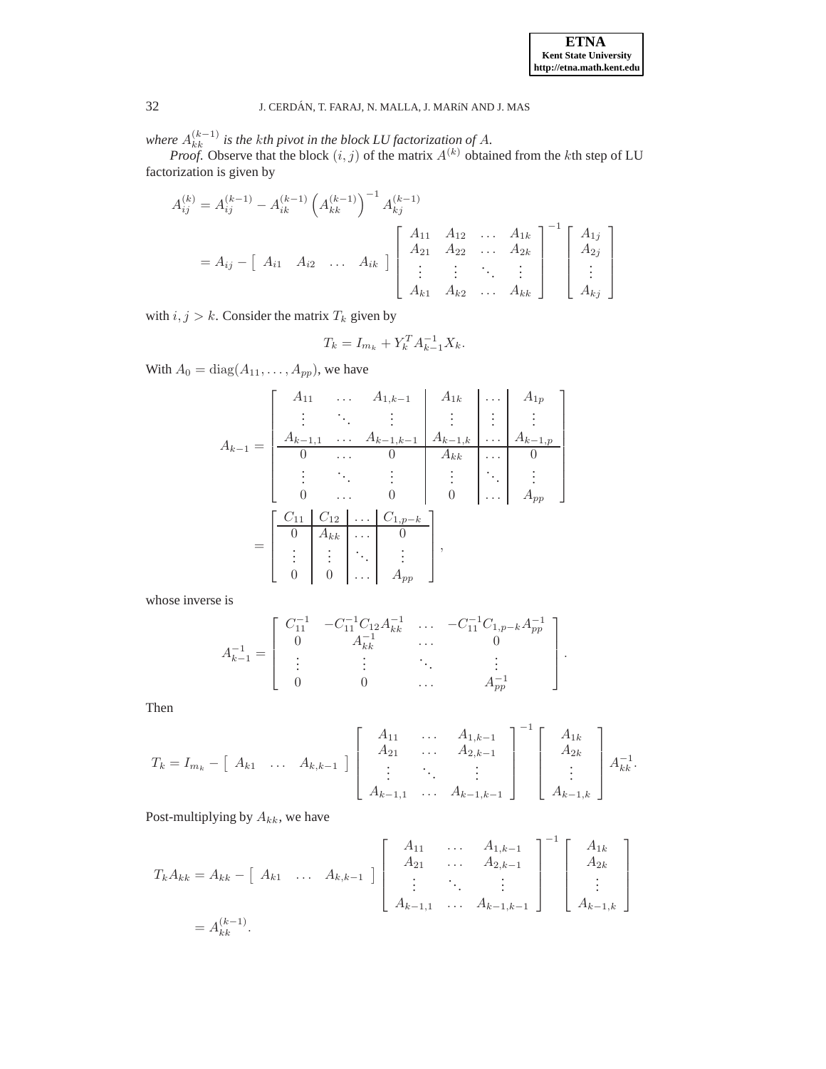*where $A_{kk}^{(k-1)}$ is the $k$th pivot in the block LU factorization of $A$.*

*Proof.* Observe that the block $(i, j)$ of the matrix $A^{(k)}$ obtained from the $k$th step of LU factorization is given by

$$
\begin{aligned}
A_{ij}^{(k)} &= A_{ij}^{(k-1)} - A_{ik}^{(k-1)} \left( A_{kk}^{(k-1)} \right)^{-1} A_{kj}^{(k-1)} \\
&= A_{ij} - \begin{bmatrix} A_{i1} & A_{i2} & \dots & A_{ik} \end{bmatrix} \begin{bmatrix} A_{11} & A_{12} & \dots & A_{1k} \\ A_{21} & A_{22} & \dots & A_{2k} \\ \vdots & \vdots & \ddots & \vdots \\ A_{k1} & A_{k2} & \dots & A_{kk} \end{bmatrix}^{-1} \begin{bmatrix} A_{1j} \\ A_{2j} \\ \vdots \\ A_{kj} \end{bmatrix}
\end{aligned}
$$

with $i, j > k$. Consider the matrix $T_k$ given by

$$
T_k = I_{m_k} + Y_k^T A_{k-1}^{-1} X_k.
$$

With $A_0 = \operatorname{diag}(A_{11}, \dots, A_{pp})$, we have

$$
\begin{aligned}
A_{k-1} &= \left[ \begin{array}{ccc|c|c|c} A_{11} & \dots & A_{1,k-1} & A_{1k} & \dots & A_{1p} \\ \vdots & \ddots & \vdots & \vdots & \vdots & \vdots \\ A_{k-1,1} & \dots & A_{k-1,k-1} & A_{k-1,k} & \dots & A_{k-1,p} \\ \hline 0 & \dots & 0 & A_{kk} & \dots & 0 \\ \vdots & \ddots & \vdots & \vdots & \ddots & \vdots \\ 0 & \dots & 0 & 0 & \dots & A_{pp} \end{array} \right] \\
&= \left[ \begin{array}{c|c|c|c} C_{11} & C_{12} & \dots & C_{1,p-k} \\ \hline 0 & A_{kk} & \dots & 0 \\ \vdots & \vdots & \ddots & \vdots \\ 0 & 0 & \dots & A_{pp} \end{array} \right],
\end{aligned}
$$

whose inverse is

$$
A_{k-1}^{-1} = \begin{bmatrix} C_{11}^{-1} & -C_{11}^{-1} C_{12} A_{kk}^{-1} & \dots & -C_{11}^{-1} C_{1,p-k} A_{pp}^{-1} \\ 0 & A_{kk}^{-1} & \dots & 0 \\ \vdots & \vdots & \ddots & \vdots \\ 0 & 0 & \dots & A_{pp}^{-1} \end{bmatrix}.
$$

Then

$$
T_k = I_{m_k} - \begin{bmatrix} A_{k1} & \dots & A_{k,k-1} \end{bmatrix} \begin{bmatrix} A_{11} & \dots & A_{1,k-1} \\ A_{21} & \dots & A_{2,k-1} \\ \vdots & \ddots & \vdots \\ A_{k-1,1} & \dots & A_{k-1,k-1} \end{bmatrix}^{-1} \begin{bmatrix} A_{1k} \\ A_{2k} \\ \vdots \\ A_{k-1,k} \end{bmatrix} A_{kk}^{-1}.
$$

Post-multiplying by $A_{kk}$, we have

$$
\begin{aligned}
T_k A_{kk} &= A_{kk} - \begin{bmatrix} A_{k1} & \dots & A_{k,k-1} \end{bmatrix} \begin{bmatrix} A_{11} & \dots & A_{1,k-1} \\ A_{21} & \dots & A_{2,k-1} \\ \vdots & \ddots & \vdots \\ A_{k-1,1} & \dots & A_{k-1,k-1} \end{bmatrix}^{-1} \begin{bmatrix} A_{1k} \\ A_{2k} \\ \vdots \\ A_{k-1,k} \end{bmatrix} \\
&= A_{kk}^{(k-1)}.
\end{aligned}
$$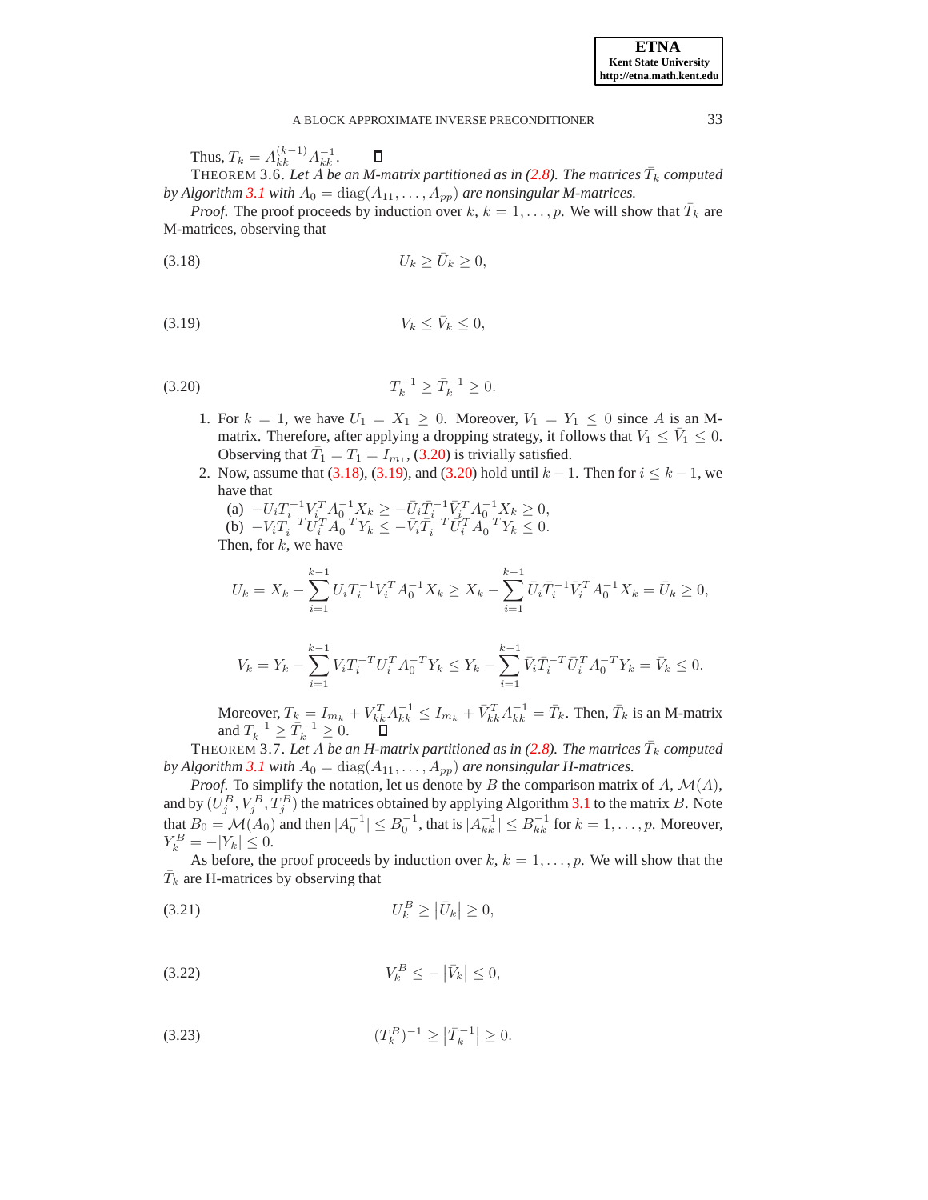Thus, $T_k = A_{kk}^{(k-1)} A_{kk}^{-1}$. ∎

THEOREM 3.6. *Let $A$ be an M-matrix partitioned as in (2.8). The matrices $\bar{T}_k$ computed by Algorithm 3.1 with $A_0 = \mathrm{diag}(A_{11}, \ldots, A_{pp})$ are nonsingular M-matrices.*

*Proof.* The proof proceeds by induction over $k$, $k = 1, \ldots, p$. We will show that $\bar{T}_k$ are M-matrices, observing that

$$U_k \geq \bar{U}_k \geq 0, \tag{3.18}$$

$$V_k \leq \bar{V}_k \leq 0, \tag{3.19}$$

$$T_k^{-1} \geq \bar{T}_k^{-1} \geq 0. \tag{3.20}$$

1. For $k = 1$, we have $U_1 = X_1 \geq 0$. Moreover, $V_1 = Y_1 \leq 0$ since $A$ is an M-matrix. Therefore, after applying a dropping strategy, it follows that $V_1 \leq \bar{V}_1 \leq 0$. Observing that $\bar{T}_1 = T_1 = I_{m_1}$, (3.20) is trivially satisfied.
2. Now, assume that (3.18), (3.19), and (3.20) hold until $k-1$. Then for $i \leq k-1$, we have that
   (a) $-U_i T_i^{-1} V_i^T A_0^{-1} X_k \geq -\bar{U}_i \bar{T}_i^{-1} \bar{V}_i^T A_0^{-1} X_k \geq 0$,
   (b) $-V_i T_i^{-T} U_i^T A_0^{-T} Y_k \leq -\bar{V}_i \bar{T}_i^{-T} \bar{U}_i^T A_0^{-T} Y_k \leq 0$.
   Then, for $k$, we have

$$U_k = X_k - \sum_{i=1}^{k-1} U_i T_i^{-1} V_i^T A_0^{-1} X_k \geq X_k - \sum_{i=1}^{k-1} \bar{U}_i \bar{T}_i^{-1} \bar{V}_i^T A_0^{-1} X_k = \bar{U}_k \geq 0,$$

$$V_k = Y_k - \sum_{i=1}^{k-1} V_i T_i^{-T} U_i^T A_0^{-T} Y_k \leq Y_k - \sum_{i=1}^{k-1} \bar{V}_i \bar{T}_i^{-T} \bar{U}_i^T A_0^{-T} Y_k = \bar{V}_k \leq 0.$$

   Moreover, $T_k = I_{m_k} + V_{kk}^T A_{kk}^{-1} \leq I_{m_k} + \bar{V}_{kk}^T A_{kk}^{-1} = \bar{T}_k$. Then, $\bar{T}_k$ is an M-matrix and $T_k^{-1} \geq \bar{T}_k^{-1} \geq 0$. ∎

THEOREM 3.7. *Let $A$ be an H-matrix partitioned as in (2.8). The matrices $\bar{T}_k$ computed by Algorithm 3.1 with $A_0 = \mathrm{diag}(A_{11}, \ldots, A_{pp})$ are nonsingular H-matrices.*

*Proof.* To simplify the notation, let us denote by $B$ the comparison matrix of $A$, $\mathcal{M}(A)$, and by $(U_j^B, V_j^B, T_j^B)$ the matrices obtained by applying Algorithm 3.1 to the matrix $B$. Note that $B_0 = \mathcal{M}(A_0)$ and then $|A_0^{-1}| \leq B_0^{-1}$, that is $|A_{kk}^{-1}| \leq B_{kk}^{-1}$ for $k = 1, \ldots, p$. Moreover, $Y_k^B = -|Y_k| \leq 0$.

As before, the proof proceeds by induction over $k$, $k = 1, \ldots, p$. We will show that the $\bar{T}_k$ are H-matrices by observing that

$$U_k^B \geq |\bar{U}_k| \geq 0, \tag{3.21}$$

$$V_k^B \leq -|\bar{V}_k| \leq 0, \tag{3.22}$$

$$(T_k^B)^{-1} \geq |\bar{T}_k^{-1}| \geq 0. \tag{3.23}$$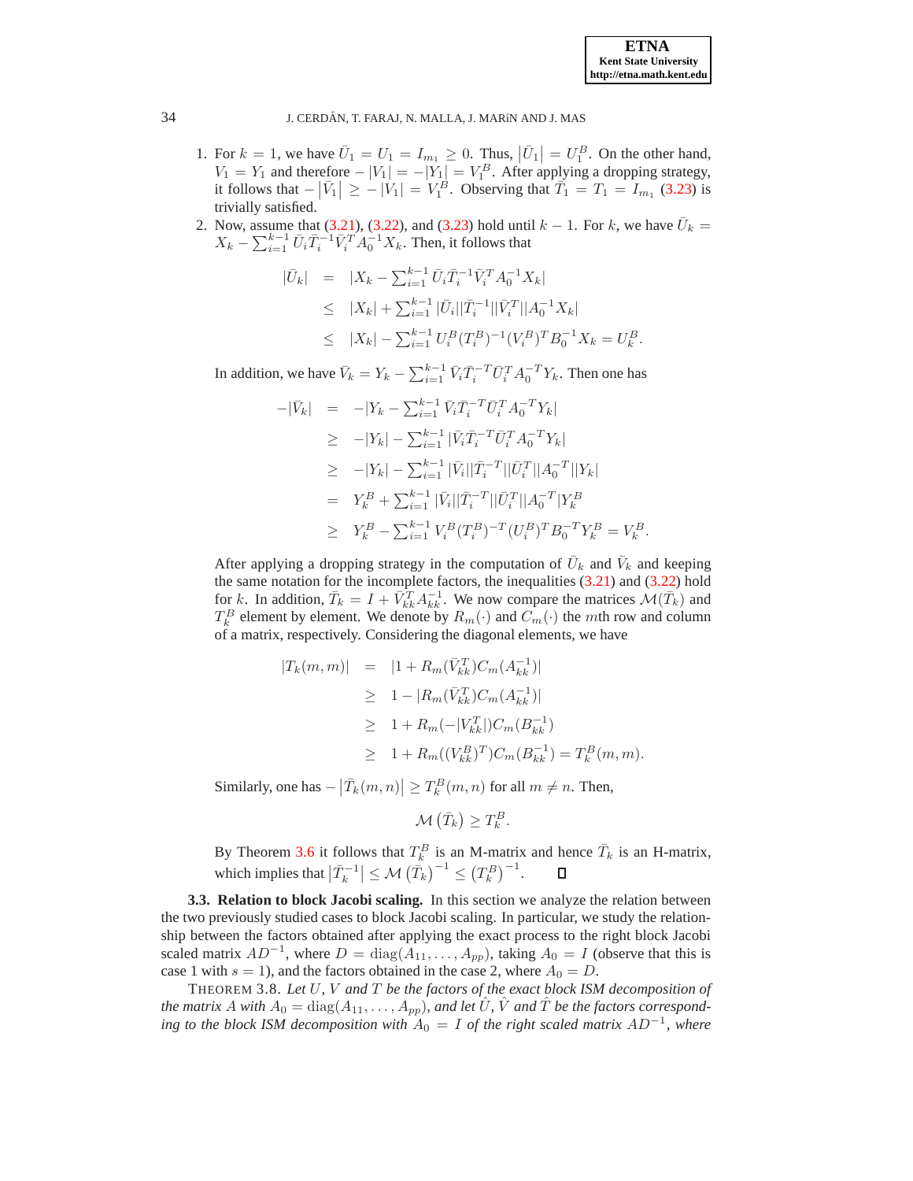1. For $k = 1$, we have $\bar{U}_1 = U_1 = I_{m_1} \geq 0$. Thus, $\left|\bar{U}_1\right| = U_1^B$. On the other hand, $V_1 = Y_1$ and therefore $-|V_1| = -|Y_1| = V_1^B$. After applying a dropping strategy, it follows that $-\left|\bar{V}_1\right| \geq -|V_1| = V_1^B$. Observing that $\bar{T}_1 = T_1 = I_{m_1}$ (3.23) is trivially satisfied.
2. Now, assume that (3.21), (3.22), and (3.23) hold until $k-1$. For $k$, we have $\bar{U}_k = X_k - \sum_{i=1}^{k-1} \bar{U}_i \bar{T}_i^{-1} \bar{V}_i^T A_0^{-1} X_k$. Then, it follows that

$$
\begin{aligned}
|\bar{U}_k| &= |X_k - \textstyle\sum_{i=1}^{k-1} \bar{U}_i \bar{T}_i^{-1} \bar{V}_i^T A_0^{-1} X_k| \\
&\leq |X_k| + \textstyle\sum_{i=1}^{k-1} |\bar{U}_i||\bar{T}_i^{-1}||\bar{V}_i^T||A_0^{-1} X_k| \\
&\leq |X_k| - \textstyle\sum_{i=1}^{k-1} U_i^B (T_i^B)^{-1} (V_i^B)^T B_0^{-1} X_k = U_k^B.
\end{aligned}
$$

In addition, we have $\bar{V}_k = Y_k - \sum_{i=1}^{k-1} \bar{V}_i \bar{T}_i^{-T} \bar{U}_i^T A_0^{-T} Y_k$. Then one has

$$
\begin{aligned}
-|\bar{V}_k| &= -|Y_k - \textstyle\sum_{i=1}^{k-1} \bar{V}_i \bar{T}_i^{-T} \bar{U}_i^T A_0^{-T} Y_k| \\
&\geq -|Y_k| - \textstyle\sum_{i=1}^{k-1} |\bar{V}_i \bar{T}_i^{-T} \bar{U}_i^T A_0^{-T} Y_k| \\
&\geq -|Y_k| - \textstyle\sum_{i=1}^{k-1} |\bar{V}_i||\bar{T}_i^{-T}||\bar{U}_i^T||A_0^{-T}||Y_k| \\
&= Y_k^B + \textstyle\sum_{i=1}^{k-1} |\bar{V}_i||\bar{T}_i^{-T}||\bar{U}_i^T||A_0^{-T}|Y_k^B \\
&\geq Y_k^B - \textstyle\sum_{i=1}^{k-1} V_i^B (T_i^B)^{-T} (U_i^B)^T B_0^{-T} Y_k^B = V_k^B.
\end{aligned}
$$

After applying a dropping strategy in the computation of $\bar{U}_k$ and $\bar{V}_k$ and keeping the same notation for the incomplete factors, the inequalities (3.21) and (3.22) hold for $k$. In addition, $\bar{T}_k = I + \bar{V}_{kk}^T A_{kk}^{-1}$. We now compare the matrices $\mathcal{M}(\bar{T}_k)$ and $T_k^B$ element by element. We denote by $R_m(\cdot)$ and $C_m(\cdot)$ the $m$th row and column of a matrix, respectively. Considering the diagonal elements, we have

$$
\begin{aligned}
|T_k(m,m)| &= |1 + R_m(\bar{V}_{kk}^T) C_m(A_{kk}^{-1})| \\
&\geq 1 - |R_m(\bar{V}_{kk}^T) C_m(A_{kk}^{-1})| \\
&\geq 1 + R_m(-|V_{kk}^T|) C_m(B_{kk}^{-1}) \\
&\geq 1 + R_m((V_{kk}^B)^T) C_m(B_{kk}^{-1}) = T_k^B(m,m).
\end{aligned}
$$

Similarly, one has $-\left|\bar{T}_k(m,n)\right| \geq T_k^B(m,n)$ for all $m \neq n$. Then,

$$
\mathcal{M}\left(\bar{T}_k\right) \geq T_k^B.
$$

By Theorem 3.6 it follows that $T_k^B$ is an M-matrix and hence $\bar{T}_k$ is an H-matrix, which implies that $\left|\bar{T}_k^{-1}\right| \leq \mathcal{M}\left(\bar{T}_k\right)^{-1} \leq \left(T_k^B\right)^{-1}$. ◻

**3.3. Relation to block Jacobi scaling.** In this section we analyze the relation between the two previously studied cases to block Jacobi scaling. In particular, we study the relationship between the factors obtained after applying the exact process to the right block Jacobi scaled matrix $AD^{-1}$, where $D = \mathrm{diag}(A_{11}, \ldots, A_{pp})$, taking $A_0 = I$ (observe that this is case 1 with $s = 1$), and the factors obtained in the case 2, where $A_0 = D$.

THEOREM 3.8. *Let $U$, $V$ and $T$ be the factors of the exact block ISM decomposition of the matrix $A$ with $A_0 = \mathrm{diag}(A_{11}, \ldots, A_{pp})$, and let $\hat{U}$, $\hat{V}$ and $\hat{T}$ be the factors corresponding to the block ISM decomposition with $A_0 = I$ of the right scaled matrix $AD^{-1}$, where*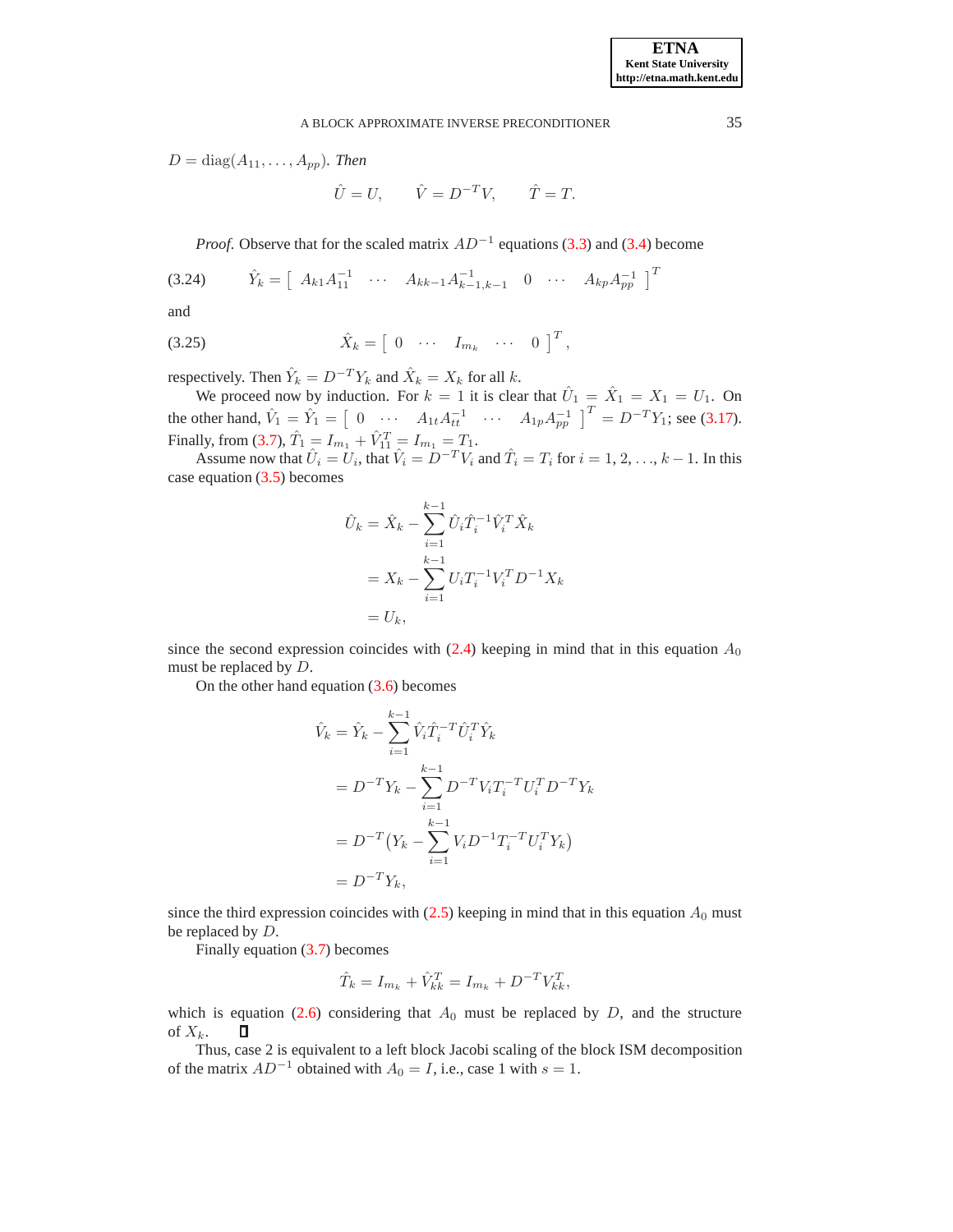$D = \text{diag}(A_{11}, \ldots, A_{pp})$. *Then*

$$\hat{U} = U, \qquad \hat{V} = D^{-T} V, \qquad \hat{T} = T.$$

*Proof.* Observe that for the scaled matrix $AD^{-1}$ equations (3.3) and (3.4) become

$$\hat{Y}_k = \begin{bmatrix} A_{k1}A_{11}^{-1} & \cdots & A_{kk-1}A_{k-1,k-1}^{-1} & 0 & \cdots & A_{kp}A_{pp}^{-1} \end{bmatrix}^T \tag{3.24}$$

and

$$\hat{X}_k = \begin{bmatrix} 0 & \cdots & I_{m_k} & \cdots & 0 \end{bmatrix}^T, \tag{3.25}$$

respectively. Then $\hat{Y}_k = D^{-T} Y_k$ and $\hat{X}_k = X_k$ for all $k$.

We proceed now by induction. For $k = 1$ it is clear that $\hat{U}_1 = \hat{X}_1 = X_1 = U_1$. On the other hand, $\hat{V}_1 = \hat{Y}_1 = \begin{bmatrix} 0 & \cdots & A_{1t}A_{tt}^{-1} & \cdots & A_{1p}A_{pp}^{-1} \end{bmatrix}^T = D^{-T} Y_1$; see (3.17). Finally, from (3.7), $\hat{T}_1 = I_{m_1} + \hat{V}_{11}^T = I_{m_1} = T_1$.

Assume now that $\hat{U}_i = U_i$, that $\hat{V}_i = D^{-T} V_i$ and $\hat{T}_i = T_i$ for $i = 1, 2, \ldots, k-1$. In this case equation (3.5) becomes

$$\begin{aligned}
\hat{U}_k &= \hat{X}_k - \sum_{i=1}^{k-1} \hat{U}_i \hat{T}_i^{-1} \hat{V}_i^T \hat{X}_k \\
&= X_k - \sum_{i=1}^{k-1} U_i T_i^{-1} V_i^T D^{-1} X_k \\
&= U_k,
\end{aligned}$$

since the second expression coincides with (2.4) keeping in mind that in this equation $A_0$ must be replaced by $D$.

On the other hand equation (3.6) becomes

$$\begin{aligned}
\hat{V}_k &= \hat{Y}_k - \sum_{i=1}^{k-1} \hat{V}_i \hat{T}_i^{-T} \hat{U}_i^T \hat{Y}_k \\
&= D^{-T} Y_k - \sum_{i=1}^{k-1} D^{-T} V_i T_i^{-T} U_i^T D^{-T} Y_k \\
&= D^{-T} \big( Y_k - \sum_{i=1}^{k-1} V_i D^{-1} T_i^{-T} U_i^T Y_k \big) \\
&= D^{-T} Y_k,
\end{aligned}$$

since the third expression coincides with (2.5) keeping in mind that in this equation $A_0$ must be replaced by $D$.

Finally equation (3.7) becomes

$$\hat{T}_k = I_{m_k} + \hat{V}_{kk}^T = I_{m_k} + D^{-T} V_{kk}^T,$$

which is equation (2.6) considering that $A_0$ must be replaced by $D$, and the structure of $X_k$. ∎

Thus, case 2 is equivalent to a left block Jacobi scaling of the block ISM decomposition of the matrix $AD^{-1}$ obtained with $A_0 = I$, i.e., case 1 with $s = 1$.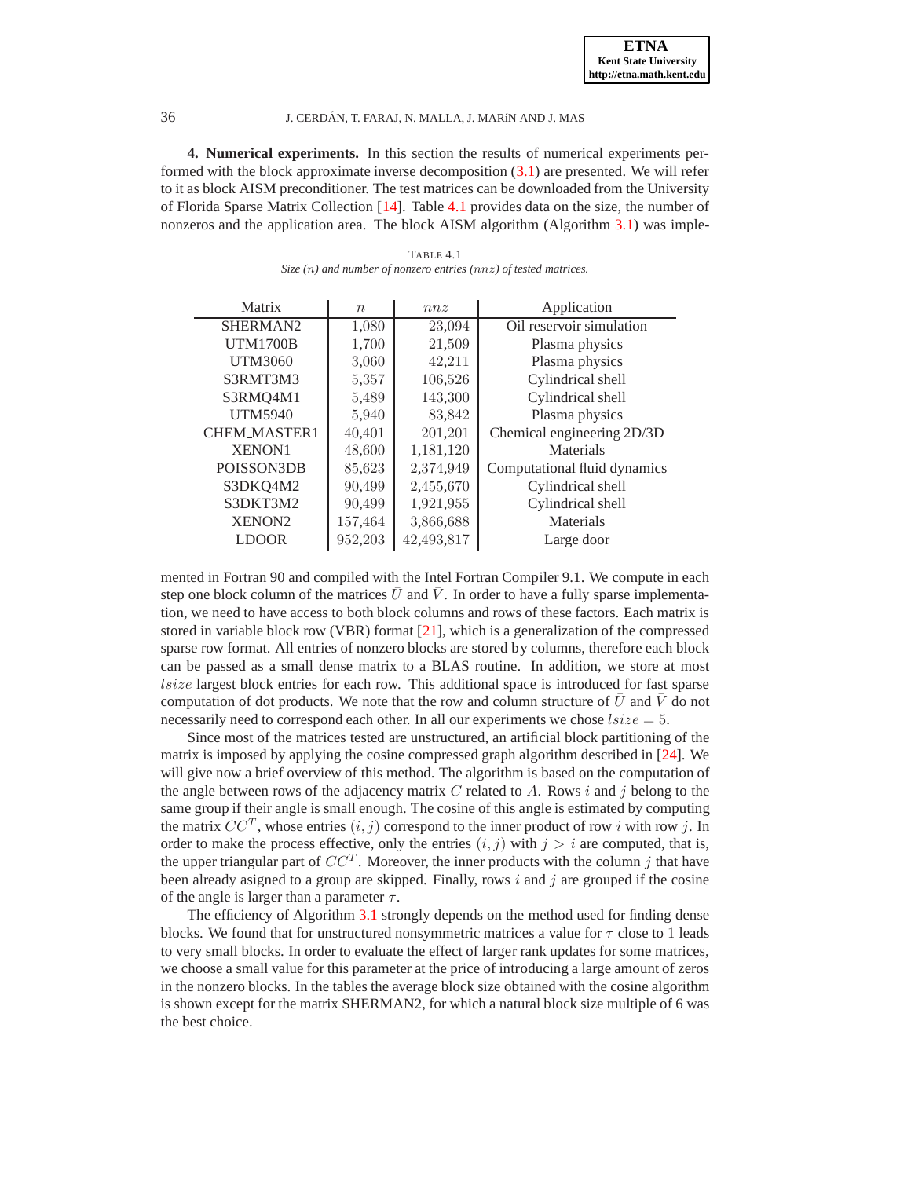**4. Numerical experiments.** In this section the results of numerical experiments performed with the block approximate inverse decomposition (3.1) are presented. We will refer to it as block AISM preconditioner. The test matrices can be downloaded from the University of Florida Sparse Matrix Collection [14]. Table 4.1 provides data on the size, the number of nonzeros and the application area. The block AISM algorithm (Algorithm 3.1) was implemented in Fortran 90 and compiled with the Intel Fortran Compiler 9.1. We compute in each step one block column of the matrices $\bar{U}$ and $\bar{V}$. In order to have a fully sparse implementation, we need to have access to both block columns and rows of these factors. Each matrix is stored in variable block row (VBR) format [21], which is a generalization of the compressed sparse row format. All entries of nonzero blocks are stored by columns, therefore each block can be passed as a small dense matrix to a BLAS routine. In addition, we store at most $lsize$ largest block entries for each row. This additional space is introduced for fast sparse computation of dot products. We note that the row and column structure of $\bar{U}$ and $\bar{V}$ do not necessarily need to correspond each other. In all our experiments we chose $lsize = 5$.

TABLE 4.1
*Size ($n$) and number of nonzero entries ($nnz$) of tested matrices.*

| Matrix | $n$ | $nnz$ | Application |
|---|---|---|---|
| SHERMAN2 | 1,080 | 23,094 | Oil reservoir simulation |
| UTM1700B | 1,700 | 21,509 | Plasma physics |
| UTM3060 | 3,060 | 42,211 | Plasma physics |
| S3RMT3M3 | 5,357 | 106,526 | Cylindrical shell |
| S3RMQ4M1 | 5,489 | 143,300 | Cylindrical shell |
| UTM5940 | 5,940 | 83,842 | Plasma physics |
| CHEM_MASTER1 | 40,401 | 201,201 | Chemical engineering 2D/3D |
| XENON1 | 48,600 | 1,181,120 | Materials |
| POISSON3DB | 85,623 | 2,374,949 | Computational fluid dynamics |
| S3DKQ4M2 | 90,499 | 2,455,670 | Cylindrical shell |
| S3DKT3M2 | 90,499 | 1,921,955 | Cylindrical shell |
| XENON2 | 157,464 | 3,866,688 | Materials |
| LDOOR | 952,203 | 42,493,817 | Large door |

Since most of the matrices tested are unstructured, an artificial block partitioning of the matrix is imposed by applying the cosine compressed graph algorithm described in [24]. We will give now a brief overview of this method. The algorithm is based on the computation of the angle between rows of the adjacency matrix $C$ related to $A$. Rows $i$ and $j$ belong to the same group if their angle is small enough. The cosine of this angle is estimated by computing the matrix $CC^T$, whose entries $(i, j)$ correspond to the inner product of row $i$ with row $j$. In order to make the process effective, only the entries $(i, j)$ with $j > i$ are computed, that is, the upper triangular part of $CC^T$. Moreover, the inner products with the column $j$ that have been already asigned to a group are skipped. Finally, rows $i$ and $j$ are grouped if the cosine of the angle is larger than a parameter $\tau$.

The efficiency of Algorithm 3.1 strongly depends on the method used for finding dense blocks. We found that for unstructured nonsymmetric matrices a value for $\tau$ close to 1 leads to very small blocks. In order to evaluate the effect of larger rank updates for some matrices, we choose a small value for this parameter at the price of introducing a large amount of zeros in the nonzero blocks. In the tables the average block size obtained with the cosine algorithm is shown except for the matrix SHERMAN2, for which a natural block size multiple of 6 was the best choice.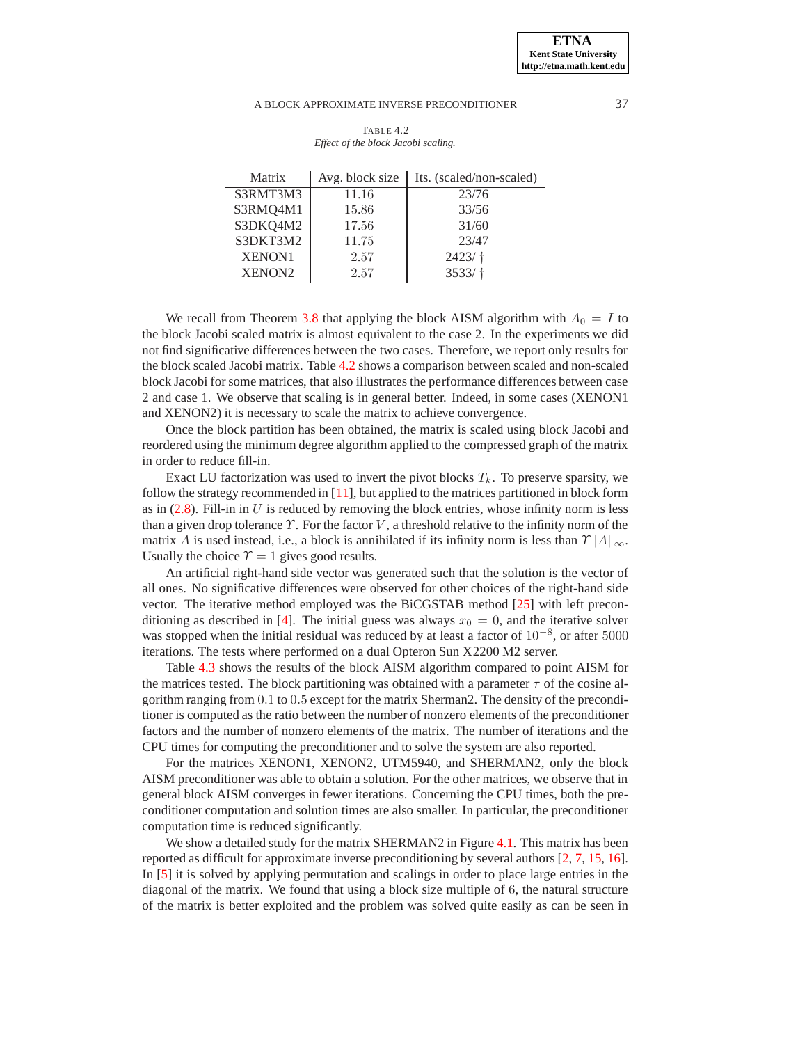TABLE 4.2
*Effect of the block Jacobi scaling.*

| Matrix | Avg. block size | Its. (scaled/non-scaled) |
|---|---|---|
| S3RMT3M3 | 11.16 | 23/76 |
| S3RMQ4M1 | 15.86 | 33/56 |
| S3DKQ4M2 | 17.56 | 31/60 |
| S3DKT3M2 | 11.75 | 23/47 |
| XENON1 | 2.57 | 2423/ † |
| XENON2 | 2.57 | 3533/ † |

We recall from Theorem 3.8 that applying the block AISM algorithm with $A_0 = I$ to the block Jacobi scaled matrix is almost equivalent to the case 2. In the experiments we did not find significative differences between the two cases. Therefore, we report only results for the block scaled Jacobi matrix. Table 4.2 shows a comparison between scaled and non-scaled block Jacobi for some matrices, that also illustrates the performance differences between case 2 and case 1. We observe that scaling is in general better. Indeed, in some cases (XENON1 and XENON2) it is necessary to scale the matrix to achieve convergence.

Once the block partition has been obtained, the matrix is scaled using block Jacobi and reordered using the minimum degree algorithm applied to the compressed graph of the matrix in order to reduce fill-in.

Exact LU factorization was used to invert the pivot blocks $T_k$. To preserve sparsity, we follow the strategy recommended in [11], but applied to the matrices partitioned in block form as in (2.8). Fill-in in $U$ is reduced by removing the block entries, whose infinity norm is less than a given drop tolerance $\Upsilon$. For the factor $V$, a threshold relative to the infinity norm of the matrix $A$ is used instead, i.e., a block is annihilated if its infinity norm is less than $\Upsilon\|A\|_\infty$. Usually the choice $\Upsilon = 1$ gives good results.

An artificial right-hand side vector was generated such that the solution is the vector of all ones. No significative differences were observed for other choices of the right-hand side vector. The iterative method employed was the BiCGSTAB method [25] with left preconditioning as described in [4]. The initial guess was always $x_0 = 0$, and the iterative solver was stopped when the initial residual was reduced by at least a factor of $10^{-8}$, or after $5000$ iterations. The tests where performed on a dual Opteron Sun X2200 M2 server.

Table 4.3 shows the results of the block AISM algorithm compared to point AISM for the matrices tested. The block partitioning was obtained with a parameter $\tau$ of the cosine algorithm ranging from $0.1$ to $0.5$ except for the matrix Sherman2. The density of the preconditioner is computed as the ratio between the number of nonzero elements of the preconditioner factors and the number of nonzero elements of the matrix. The number of iterations and the CPU times for computing the preconditioner and to solve the system are also reported.

For the matrices XENON1, XENON2, UTM5940, and SHERMAN2, only the block AISM preconditioner was able to obtain a solution. For the other matrices, we observe that in general block AISM converges in fewer iterations. Concerning the CPU times, both the preconditioner computation and solution times are also smaller. In particular, the preconditioner computation time is reduced significantly.

We show a detailed study for the matrix SHERMAN2 in Figure 4.1. This matrix has been reported as difficult for approximate inverse preconditioning by several authors [2, 7, 15, 16]. In [5] it is solved by applying permutation and scalings in order to place large entries in the diagonal of the matrix. We found that using a block size multiple of $6$, the natural structure of the matrix is better exploited and the problem was solved quite easily as can be seen in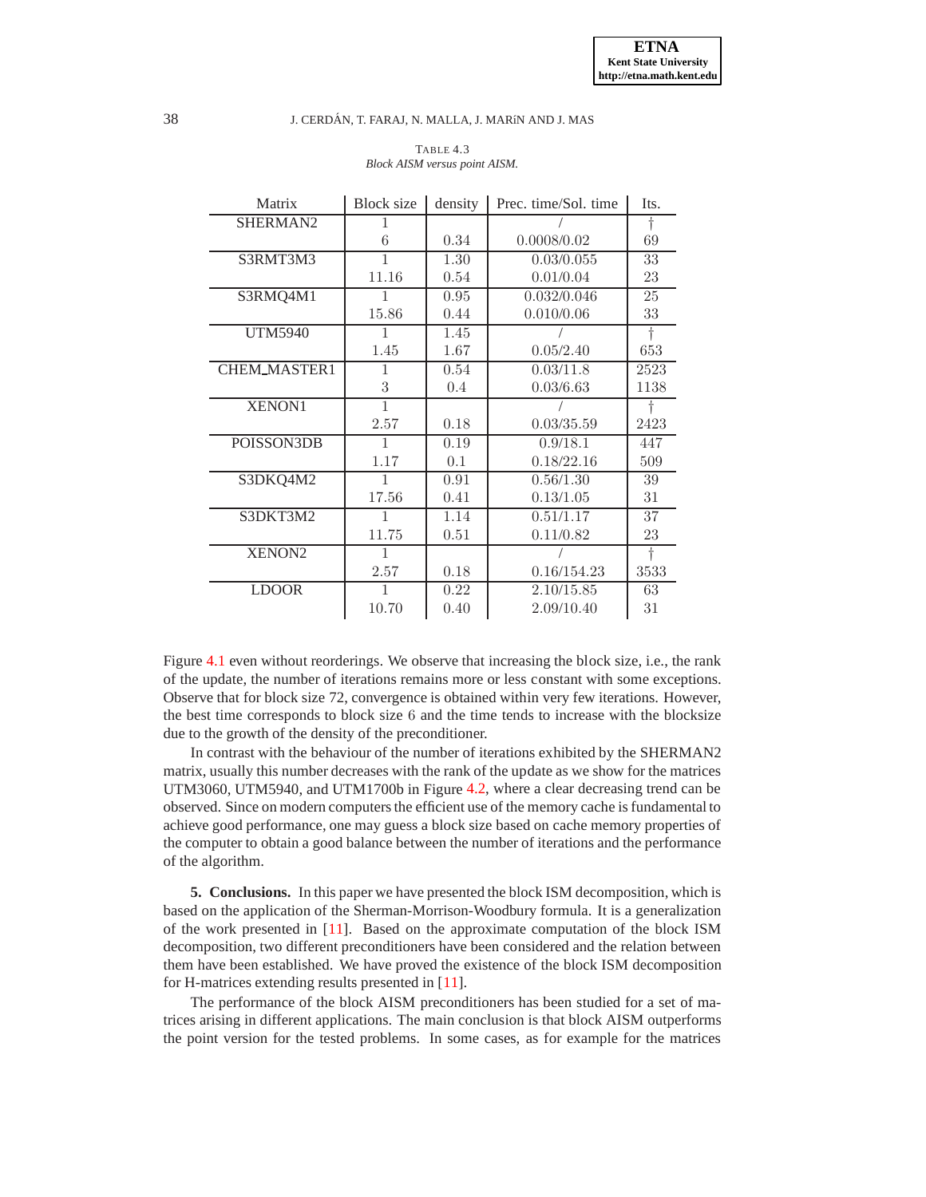TABLE 4.3
*Block AISM versus point AISM.*

| Matrix | Block size | density | Prec. time/Sol. time | Its. |
|---|---|---|---|---|
| SHERMAN2 | 1 | | / | † |
| | 6 | 0.34 | 0.0008/0.02 | 69 |
| S3RMT3M3 | 1 | 1.30 | 0.03/0.055 | 33 |
| | 11.16 | 0.54 | 0.01/0.04 | 23 |
| S3RMQ4M1 | 1 | 0.95 | 0.032/0.046 | 25 |
| | 15.86 | 0.44 | 0.010/0.06 | 33 |
| UTM5940 | 1 | 1.45 | / | † |
| | 1.45 | 1.67 | 0.05/2.40 | 653 |
| CHEM_MASTER1 | 1 | 0.54 | 0.03/11.8 | 2523 |
| | 3 | 0.4 | 0.03/6.63 | 1138 |
| XENON1 | 1 | | / | † |
| | 2.57 | 0.18 | 0.03/35.59 | 2423 |
| POISSON3DB | 1 | 0.19 | 0.9/18.1 | 447 |
| | 1.17 | 0.1 | 0.18/22.16 | 509 |
| S3DKQ4M2 | 1 | 0.91 | 0.56/1.30 | 39 |
| | 17.56 | 0.41 | 0.13/1.05 | 31 |
| S3DKT3M2 | 1 | 1.14 | 0.51/1.17 | 37 |
| | 11.75 | 0.51 | 0.11/0.82 | 23 |
| XENON2 | 1 | | / | † |
| | 2.57 | 0.18 | 0.16/154.23 | 3533 |
| LDOOR | 1 | 0.22 | 2.10/15.85 | 63 |
| | 10.70 | 0.40 | 2.09/10.40 | 31 |

Figure 4.1 even without reorderings. We observe that increasing the block size, i.e., the rank of the update, the number of iterations remains more or less constant with some exceptions. Observe that for block size 72, convergence is obtained within very few iterations. However, the best time corresponds to block size 6 and the time tends to increase with the blocksize due to the growth of the density of the preconditioner.

In contrast with the behaviour of the number of iterations exhibited by the SHERMAN2 matrix, usually this number decreases with the rank of the update as we show for the matrices UTM3060, UTM5940, and UTM1700b in Figure 4.2, where a clear decreasing trend can be observed. Since on modern computers the efficient use of the memory cache is fundamental to achieve good performance, one may guess a block size based on cache memory properties of the computer to obtain a good balance between the number of iterations and the performance of the algorithm.

**5. Conclusions.** In this paper we have presented the block ISM decomposition, which is based on the application of the Sherman-Morrison-Woodbury formula. It is a generalization of the work presented in [11]. Based on the approximate computation of the block ISM decomposition, two different preconditioners have been considered and the relation between them have been established. We have proved the existence of the block ISM decomposition for H-matrices extending results presented in [11].

The performance of the block AISM preconditioners has been studied for a set of matrices arising in different applications. The main conclusion is that block AISM outperforms the point version for the tested problems. In some cases, as for example for the matrices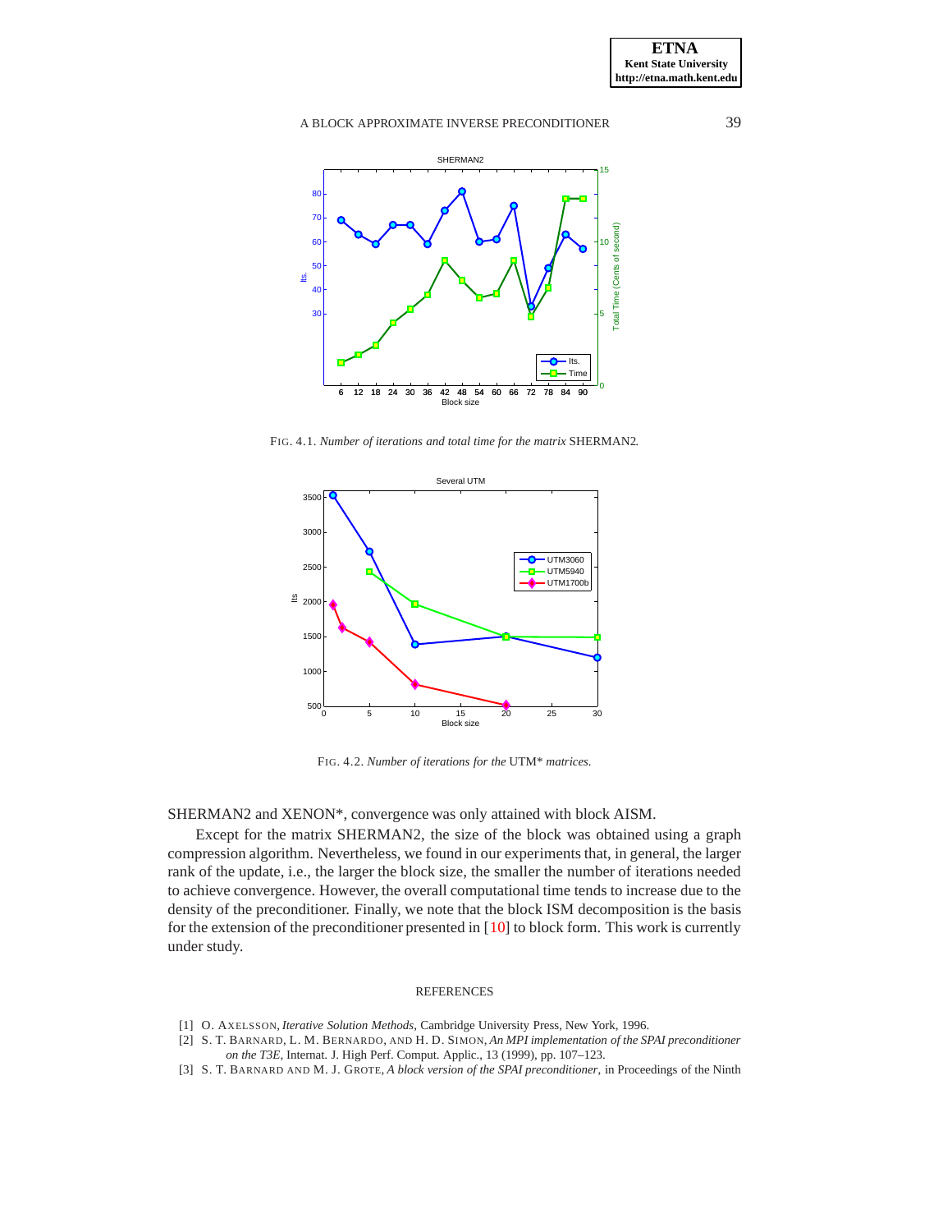FIG. 4.1. *Number of iterations and total time for the matrix* SHERMAN2*.*

FIG. 4.2. *Number of iterations for the* UTM\* *matrices.*

SHERMAN2 and XENON\*, convergence was only attained with block AISM.

Except for the matrix SHERMAN2, the size of the block was obtained using a graph compression algorithm. Nevertheless, we found in our experiments that, in general, the larger rank of the update, i.e., the larger the block size, the smaller the number of iterations needed to achieve convergence. However, the overall computational time tends to increase due to the density of the preconditioner. Finally, we note that the block ISM decomposition is the basis for the extension of the preconditioner presented in [10] to block form. This work is currently under study.

## REFERENCES

[1] O. AXELSSON, *Iterative Solution Methods*, Cambridge University Press, New York, 1996.

[2] S. T. BARNARD, L. M. BERNARDO, AND H. D. SIMON, *An MPI implementation of the SPAI preconditioner on the T3E*, Internat. J. High Perf. Comput. Applic., 13 (1999), pp. 107–123.

[3] S. T. BARNARD AND M. J. GROTE, *A block version of the SPAI preconditioner*, in Proceedings of the Ninth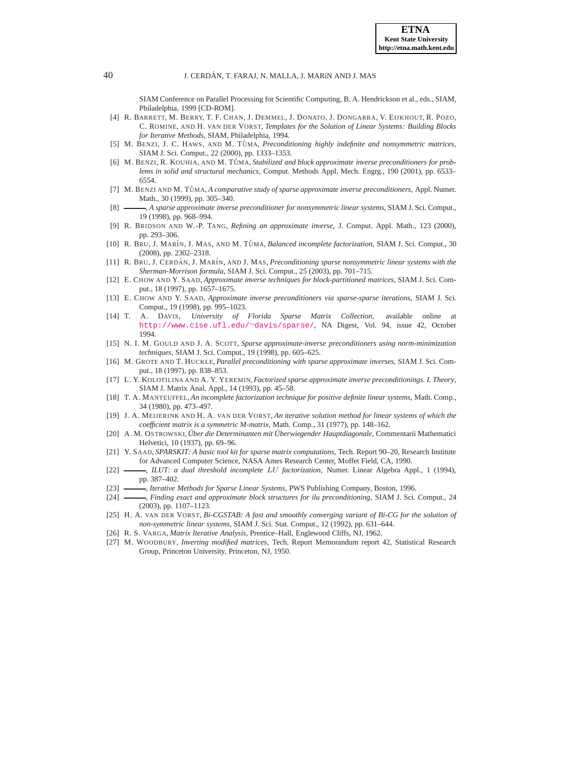SIAM Conference on Parallel Processing for Scientific Computing, B. A. Hendrickson et al., eds., SIAM, Philadelphia, 1999 [CD-ROM].

[4] R. Barrett, M. Berry, T. F. Chan, J. Demmel, J. Donato, J. Dongarra, V. Eijkhout, R. Pozo, C. Romine, and H. van der Vorst, *Templates for the Solution of Linear Systems: Building Blocks for Iterative Methods*, SIAM, Philadelphia, 1994.

[5] M. Benzi, J. C. Haws, and M. Tůma, *Preconditioning highly indefinite and nonsymmetric matrices*, SIAM J. Sci. Comput., 22 (2000), pp. 1333–1353.

[6] M. Benzi, R. Kouhia, and M. Tůma, *Stabilized and block approximate inverse preconditioners for problems in solid and structural mechanics*, Comput. Methods Appl. Mech. Engrg., 190 (2001), pp. 6533–6554.

[7] M. Benzi and M. Tůma, *A comparative study of sparse approximate inverse preconditioners*, Appl. Numer. Math., 30 (1999), pp. 305–340.

[8] ———, *A sparse approximate inverse preconditioner for nonsymmetric linear systems*, SIAM J. Sci. Comput., 19 (1998), pp. 968–994.

[9] R. Bridson and W.-P. Tang, *Refining an approximate inverse*, J. Comput. Appl. Math., 123 (2000), pp. 293–306.

[10] R. Bru, J. Marín, J. Mas, and M. Tůma, *Balanced incomplete factorization*, SIAM J. Sci. Comput., 30 (2008), pp. 2302–2318.

[11] R. Bru, J. Cerdán, J. Marín, and J. Mas, *Preconditioning sparse nonsymmetric linear systems with the Sherman-Morrison formula*, SIAM J. Sci. Comput., 25 (2003), pp. 701–715.

[12] E. Chow and Y. Saad, *Approximate inverse techniques for block-partitioned matrices*, SIAM J. Sci. Comput., 18 (1997), pp. 1657–1675.

[13] E. Chow and Y. Saad, *Approximate inverse preconditioners via sparse-sparse iterations*, SIAM J. Sci. Comput., 19 (1998), pp. 995–1023.

[14] T. A. Davis, *University of Florida Sparse Matrix Collection*, available online at http://www.cise.ufl.edu/~davis/sparse/, NA Digest, Vol. 94, issue 42, October 1994.

[15] N. I. M. Gould and J. A. Scott, *Sparse approximate-inverse preconditioners using norm-minimization techniques*, SIAM J. Sci. Comput., 19 (1998), pp. 605–625.

[16] M. Grote and T. Huckle, *Parallel preconditioning with sparse approximate inverses*, SIAM J. Sci. Comput., 18 (1997), pp. 838–853.

[17] L. Y. Kolotilina and A. Y. Yeremin, *Factorized sparse approximate inverse preconditionings. I. Theory*, SIAM J. Matrix Anal. Appl., 14 (1993), pp. 45–58.

[18] T. A. Manteuffel, *An incomplete factorization technique for positive definite linear systems*, Math. Comp., 34 (1980), pp. 473–497.

[19] J. A. Meijerink and H. A. van der Vorst, *An iterative solution method for linear systems of which the coefficient matrix is a symmetric M-matrix*, Math. Comp., 31 (1977), pp. 148–162.

[20] A. M. Ostrowski, *Über die Determinanten mit Überwiegender Hauptdiagonale*, Commentarii Mathematici Helvetici, 10 (1937), pp. 69–96.

[21] Y. Saad, *SPARSKIT: A basic tool kit for sparse matrix computations*, Tech. Report 90–20, Research Institute for Advanced Computer Science, NASA Ames Research Center, Moffet Field, CA, 1990.

[22] ———, *ILUT: a dual threshold incomplete LU factorization*, Numer. Linear Algebra Appl., 1 (1994), pp. 387–402.

[23] ———, *Iterative Methods for Sparse Linear Systems*, PWS Publishing Company, Boston, 1996.

[24] ———, *Finding exact and approximate block structures for ilu preconditioning*, SIAM J. Sci. Comput., 24 (2003), pp. 1107–1123.

[25] H. A. van der Vorst, *Bi-CGSTAB: A fast and smoothly converging variant of Bi-CG for the solution of non-symmetric linear systems*, SIAM J. Sci. Stat. Comput., 12 (1992), pp. 631–644.

[26] R. S. Varga, *Matrix Iterative Analysis*, Prentice–Hall, Englewood Cliffs, NJ, 1962.

[27] M. Woodbury, *Inverting modified matrices*, Tech. Report Memorandum report 42, Statistical Research Group, Princeton University, Princeton, NJ, 1950.